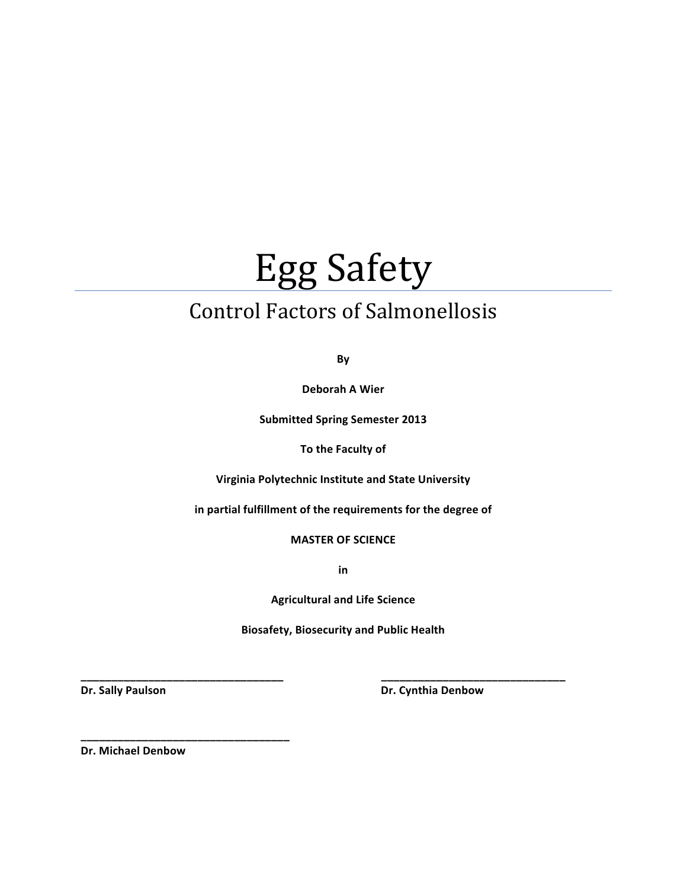# Egg Safety

## Control Factors of Salmonellosis

**By**

**Deborah A Wier**

**Submitted Spring Semester 2013**

**To the Faculty of**

**Virginia Polytechnic Institute and State University**

**in partial fulfillment of the requirements for the degree of**

**MASTER OF SCIENCE**

**in**

**Agricultural and Life Science**

**Biosafety, Biosecurity and Public Health**

___________________________________
**Dr. Sally Paulson**

___________________________________
**Dr. Cynthia Denbow**

___________________________________
**Dr. Michael Denbow**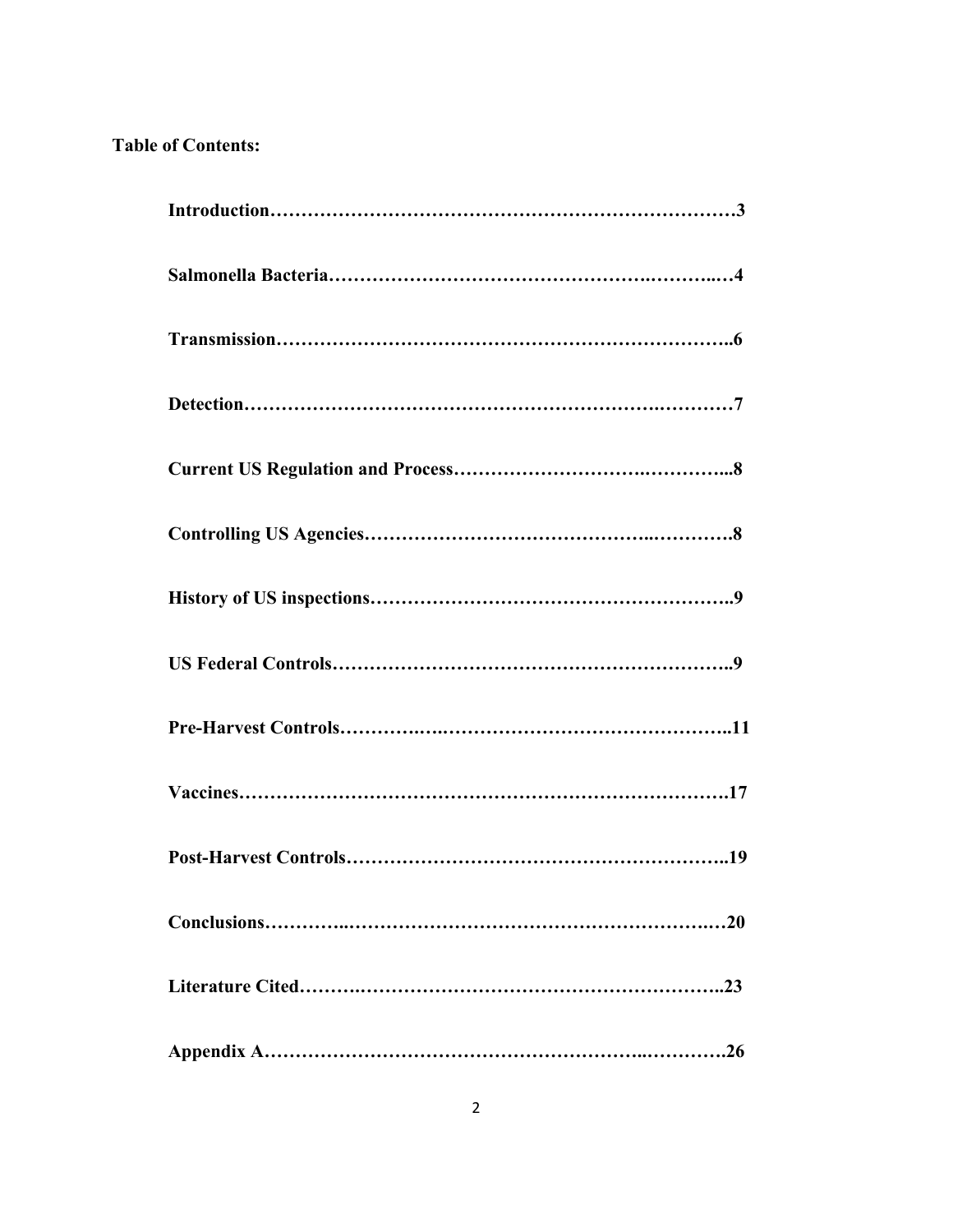**Table of Contents:**

**Introduction……………………………………………………………………3**

**Salmonella Bacteria………………………………………….………..…4**

**Transmission……………………………………………………………..6**

**Detection……………………………………………………….…………7**

**Current US Regulation and Process……………………….…………...8**

**Controlling US Agencies……………………………………..………….8**

**History of US inspections………………………………………………..9**

**US Federal Controls……………………………………………………..9**

**Pre-Harvest Controls…………..………………………………………..11**

**Vaccines………………………………………………………………….17**

**Post-Harvest Controls……………………………………………………..19**

**Conclusions…………..………………………………………………..…20**

**Literature Cited……….……………………………………………………..23**

**Appendix A……………………………………………………..………….26**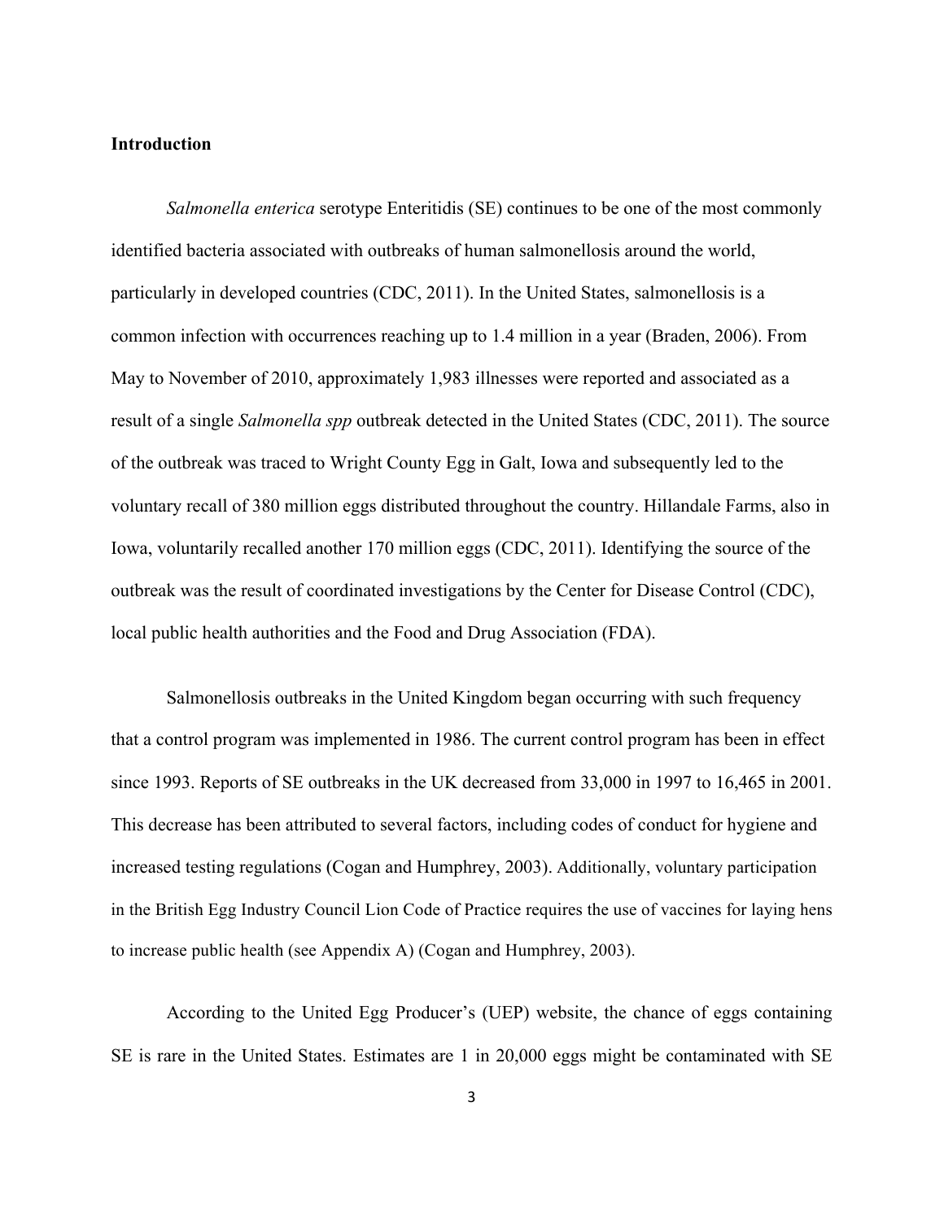**Introduction**

*Salmonella enterica* serotype Enteritidis (SE) continues to be one of the most commonly identified bacteria associated with outbreaks of human salmonellosis around the world, particularly in developed countries (CDC, 2011). In the United States, salmonellosis is a common infection with occurrences reaching up to 1.4 million in a year (Braden, 2006). From May to November of 2010, approximately 1,983 illnesses were reported and associated as a result of a single *Salmonella spp* outbreak detected in the United States (CDC, 2011). The source of the outbreak was traced to Wright County Egg in Galt, Iowa and subsequently led to the voluntary recall of 380 million eggs distributed throughout the country. Hillandale Farms, also in Iowa, voluntarily recalled another 170 million eggs (CDC, 2011). Identifying the source of the outbreak was the result of coordinated investigations by the Center for Disease Control (CDC), local public health authorities and the Food and Drug Association (FDA).

Salmonellosis outbreaks in the United Kingdom began occurring with such frequency that a control program was implemented in 1986. The current control program has been in effect since 1993. Reports of SE outbreaks in the UK decreased from 33,000 in 1997 to 16,465 in 2001. This decrease has been attributed to several factors, including codes of conduct for hygiene and increased testing regulations (Cogan and Humphrey, 2003). Additionally, voluntary participation in the British Egg Industry Council Lion Code of Practice requires the use of vaccines for laying hens to increase public health (see Appendix A) (Cogan and Humphrey, 2003).

According to the United Egg Producer's (UEP) website, the chance of eggs containing SE is rare in the United States. Estimates are 1 in 20,000 eggs might be contaminated with SE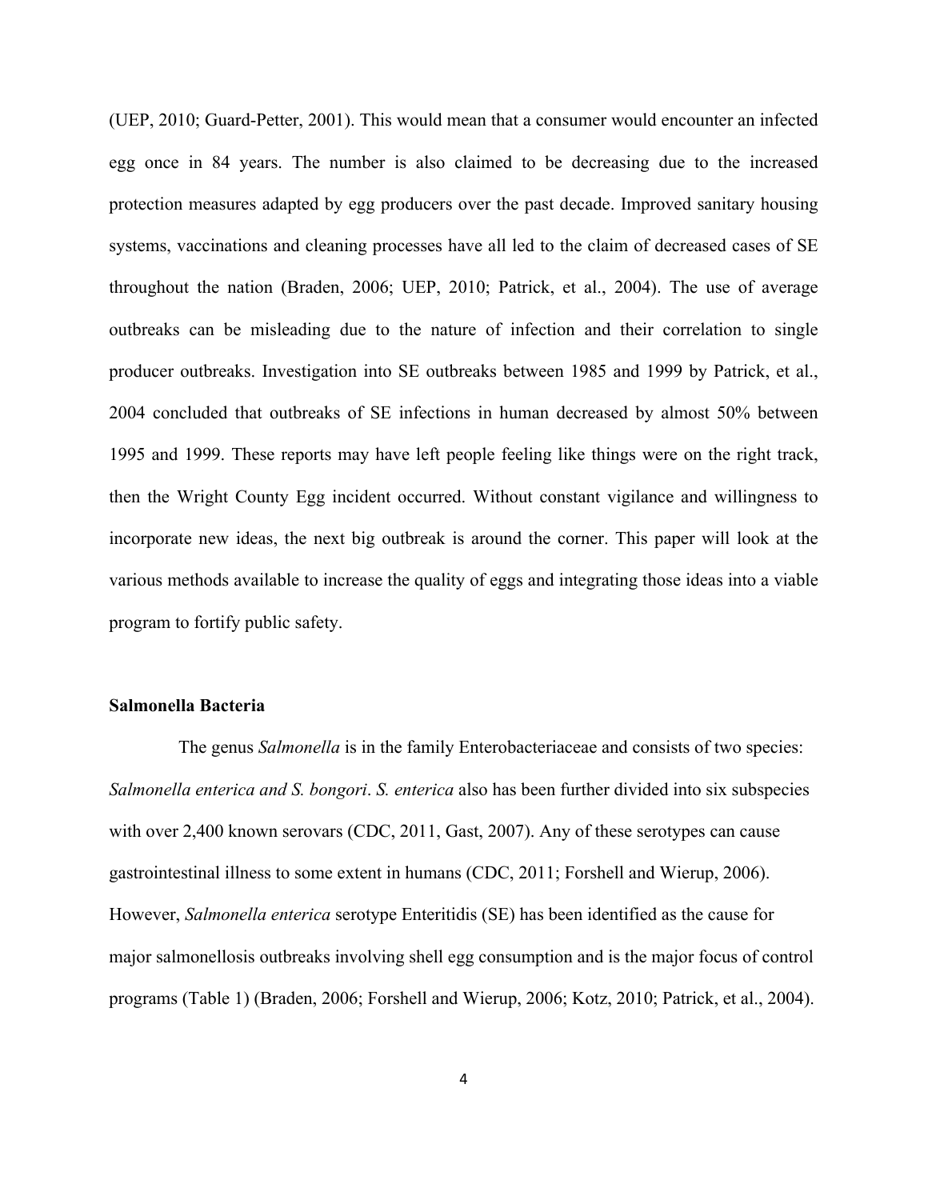(UEP, 2010; Guard-Petter, 2001). This would mean that a consumer would encounter an infected egg once in 84 years. The number is also claimed to be decreasing due to the increased protection measures adapted by egg producers over the past decade. Improved sanitary housing systems, vaccinations and cleaning processes have all led to the claim of decreased cases of SE throughout the nation (Braden, 2006; UEP, 2010; Patrick, et al., 2004). The use of average outbreaks can be misleading due to the nature of infection and their correlation to single producer outbreaks. Investigation into SE outbreaks between 1985 and 1999 by Patrick, et al., 2004 concluded that outbreaks of SE infections in human decreased by almost 50% between 1995 and 1999. These reports may have left people feeling like things were on the right track, then the Wright County Egg incident occurred. Without constant vigilance and willingness to incorporate new ideas, the next big outbreak is around the corner. This paper will look at the various methods available to increase the quality of eggs and integrating those ideas into a viable program to fortify public safety.

**Salmonella Bacteria**

The genus *Salmonella* is in the family Enterobacteriaceae and consists of two species: *Salmonella enterica and S. bongori*. *S. enterica* also has been further divided into six subspecies with over 2,400 known serovars (CDC, 2011, Gast, 2007). Any of these serotypes can cause gastrointestinal illness to some extent in humans (CDC, 2011; Forshell and Wierup, 2006). However, *Salmonella enterica* serotype Enteritidis (SE) has been identified as the cause for major salmonellosis outbreaks involving shell egg consumption and is the major focus of control programs (Table 1) (Braden, 2006; Forshell and Wierup, 2006; Kotz, 2010; Patrick, et al., 2004).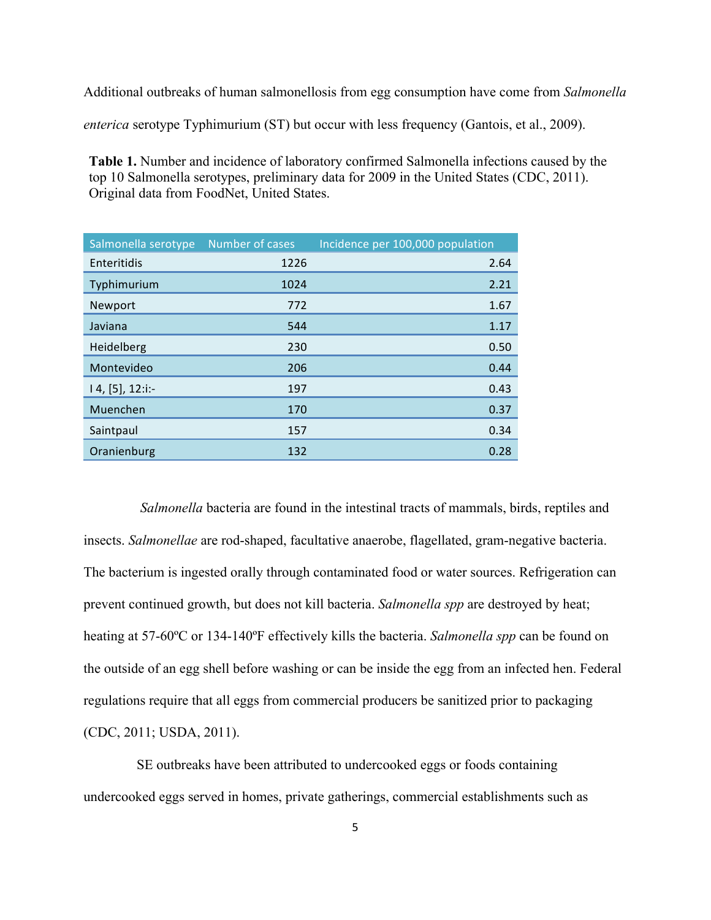Additional outbreaks of human salmonellosis from egg consumption have come from *Salmonella enterica* serotype Typhimurium (ST) but occur with less frequency (Gantois, et al., 2009).

**Table 1.** Number and incidence of laboratory confirmed Salmonella infections caused by the top 10 Salmonella serotypes, preliminary data for 2009 in the United States (CDC, 2011). Original data from FoodNet, United States.

| Salmonella serotype | Number of cases | Incidence per 100,000 population |
|---|---|---|
| Enteritidis | 1226 | 2.64 |
| Typhimurium | 1024 | 2.21 |
| Newport | 772 | 1.67 |
| Javiana | 544 | 1.17 |
| Heidelberg | 230 | 0.50 |
| Montevideo | 206 | 0.44 |
| I 4, [5], 12:i:- | 197 | 0.43 |
| Muenchen | 170 | 0.37 |
| Saintpaul | 157 | 0.34 |
| Oranienburg | 132 | 0.28 |

*Salmonella* bacteria are found in the intestinal tracts of mammals, birds, reptiles and insects. *Salmonellae* are rod-shaped, facultative anaerobe, flagellated, gram-negative bacteria. The bacterium is ingested orally through contaminated food or water sources. Refrigeration can prevent continued growth, but does not kill bacteria. *Salmonella spp* are destroyed by heat; heating at 57-60ºC or 134-140ºF effectively kills the bacteria. *Salmonella spp* can be found on the outside of an egg shell before washing or can be inside the egg from an infected hen. Federal regulations require that all eggs from commercial producers be sanitized prior to packaging (CDC, 2011; USDA, 2011).

SE outbreaks have been attributed to undercooked eggs or foods containing undercooked eggs served in homes, private gatherings, commercial establishments such as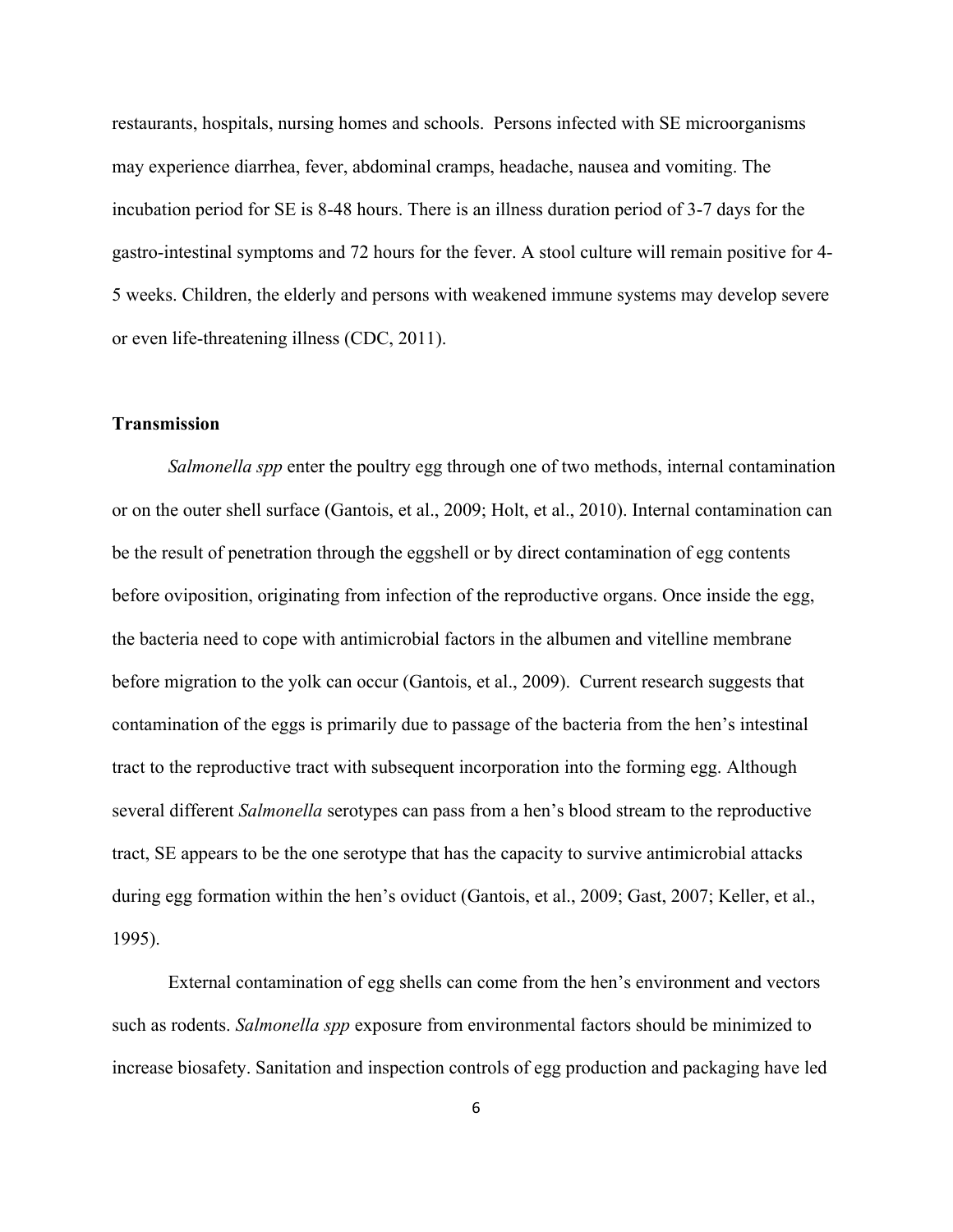restaurants, hospitals, nursing homes and schools. Persons infected with SE microorganisms may experience diarrhea, fever, abdominal cramps, headache, nausea and vomiting. The incubation period for SE is 8-48 hours. There is an illness duration period of 3-7 days for the gastro-intestinal symptoms and 72 hours for the fever. A stool culture will remain positive for 4-5 weeks. Children, the elderly and persons with weakened immune systems may develop severe or even life-threatening illness (CDC, 2011).

### Transmission

*Salmonella spp* enter the poultry egg through one of two methods, internal contamination or on the outer shell surface (Gantois, et al., 2009; Holt, et al., 2010). Internal contamination can be the result of penetration through the eggshell or by direct contamination of egg contents before oviposition, originating from infection of the reproductive organs. Once inside the egg, the bacteria need to cope with antimicrobial factors in the albumen and vitelline membrane before migration to the yolk can occur (Gantois, et al., 2009). Current research suggests that contamination of the eggs is primarily due to passage of the bacteria from the hen's intestinal tract to the reproductive tract with subsequent incorporation into the forming egg. Although several different *Salmonella* serotypes can pass from a hen's blood stream to the reproductive tract, SE appears to be the one serotype that has the capacity to survive antimicrobial attacks during egg formation within the hen's oviduct (Gantois, et al., 2009; Gast, 2007; Keller, et al., 1995).

External contamination of egg shells can come from the hen's environment and vectors such as rodents. *Salmonella spp* exposure from environmental factors should be minimized to increase biosafety. Sanitation and inspection controls of egg production and packaging have led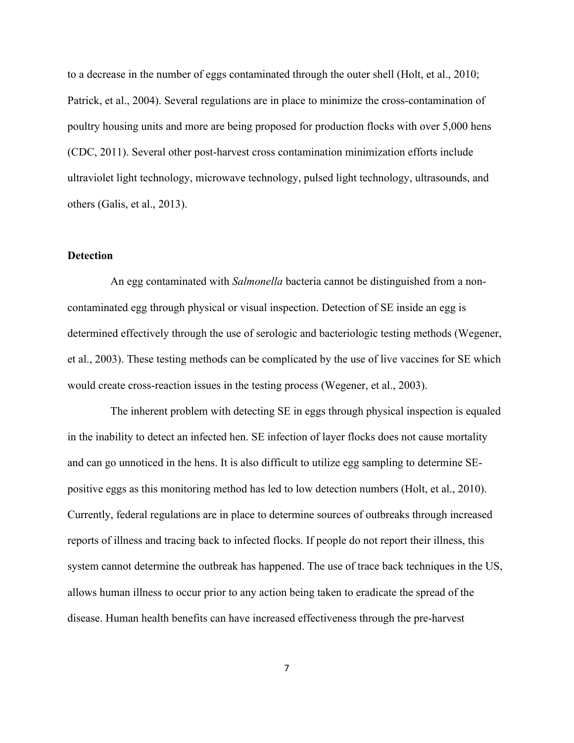to a decrease in the number of eggs contaminated through the outer shell (Holt, et al., 2010; Patrick, et al., 2004). Several regulations are in place to minimize the cross-contamination of poultry housing units and more are being proposed for production flocks with over 5,000 hens (CDC, 2011). Several other post-harvest cross contamination minimization efforts include ultraviolet light technology, microwave technology, pulsed light technology, ultrasounds, and others (Galis, et al., 2013).

**Detection**

An egg contaminated with *Salmonella* bacteria cannot be distinguished from a non-contaminated egg through physical or visual inspection. Detection of SE inside an egg is determined effectively through the use of serologic and bacteriologic testing methods (Wegener, et al., 2003). These testing methods can be complicated by the use of live vaccines for SE which would create cross-reaction issues in the testing process (Wegener, et al., 2003).

The inherent problem with detecting SE in eggs through physical inspection is equaled in the inability to detect an infected hen. SE infection of layer flocks does not cause mortality and can go unnoticed in the hens. It is also difficult to utilize egg sampling to determine SE-positive eggs as this monitoring method has led to low detection numbers (Holt, et al., 2010). Currently, federal regulations are in place to determine sources of outbreaks through increased reports of illness and tracing back to infected flocks. If people do not report their illness, this system cannot determine the outbreak has happened. The use of trace back techniques in the US, allows human illness to occur prior to any action being taken to eradicate the spread of the disease. Human health benefits can have increased effectiveness through the pre-harvest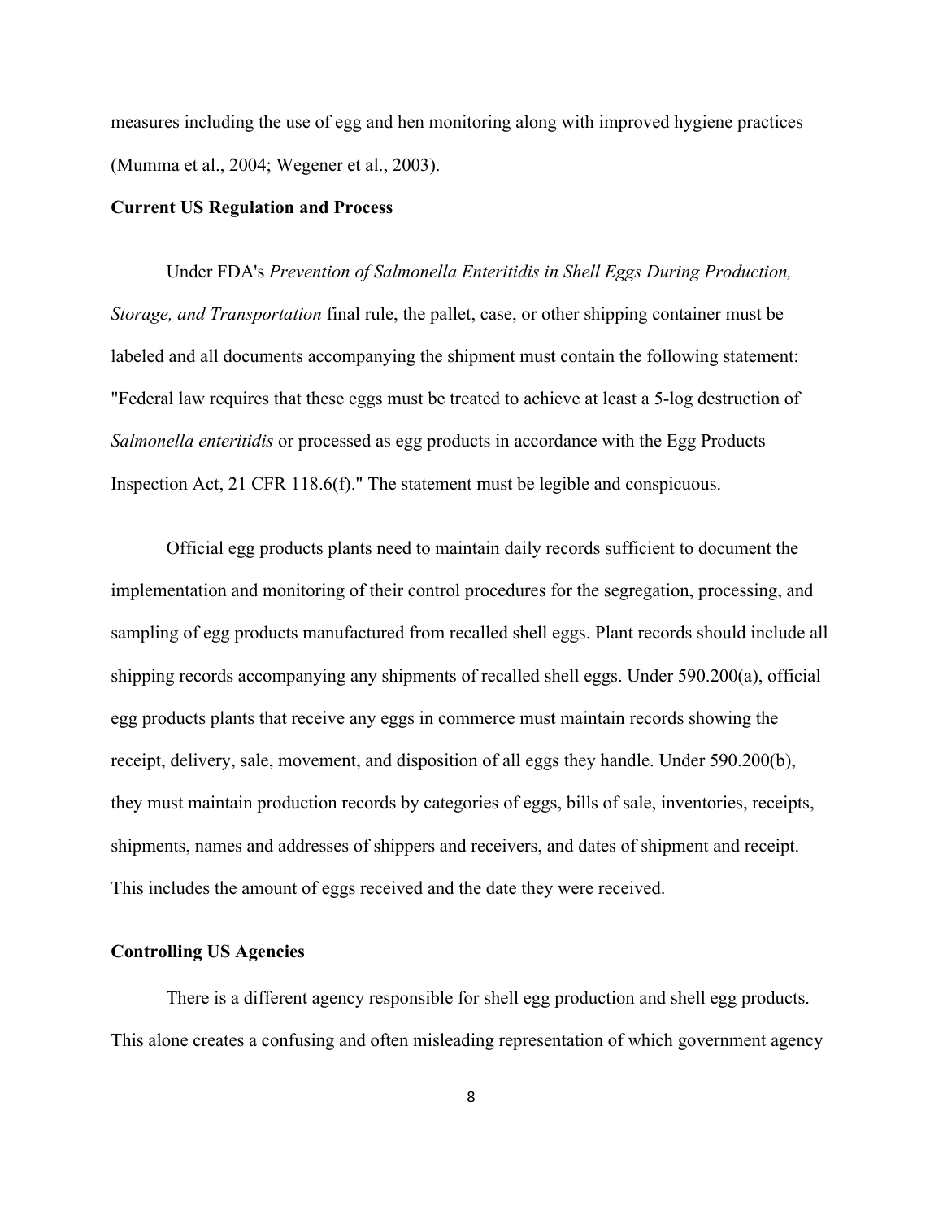measures including the use of egg and hen monitoring along with improved hygiene practices (Mumma et al., 2004; Wegener et al., 2003).

**Current US Regulation and Process**

Under FDA's *Prevention of Salmonella Enteritidis in Shell Eggs During Production, Storage, and Transportation* final rule, the pallet, case, or other shipping container must be labeled and all documents accompanying the shipment must contain the following statement: "Federal law requires that these eggs must be treated to achieve at least a 5-log destruction of *Salmonella enteritidis* or processed as egg products in accordance with the Egg Products Inspection Act, 21 CFR 118.6(f)." The statement must be legible and conspicuous.

Official egg products plants need to maintain daily records sufficient to document the implementation and monitoring of their control procedures for the segregation, processing, and sampling of egg products manufactured from recalled shell eggs. Plant records should include all shipping records accompanying any shipments of recalled shell eggs. Under 590.200(a), official egg products plants that receive any eggs in commerce must maintain records showing the receipt, delivery, sale, movement, and disposition of all eggs they handle. Under 590.200(b), they must maintain production records by categories of eggs, bills of sale, inventories, receipts, shipments, names and addresses of shippers and receivers, and dates of shipment and receipt. This includes the amount of eggs received and the date they were received.

**Controlling US Agencies**

There is a different agency responsible for shell egg production and shell egg products. This alone creates a confusing and often misleading representation of which government agency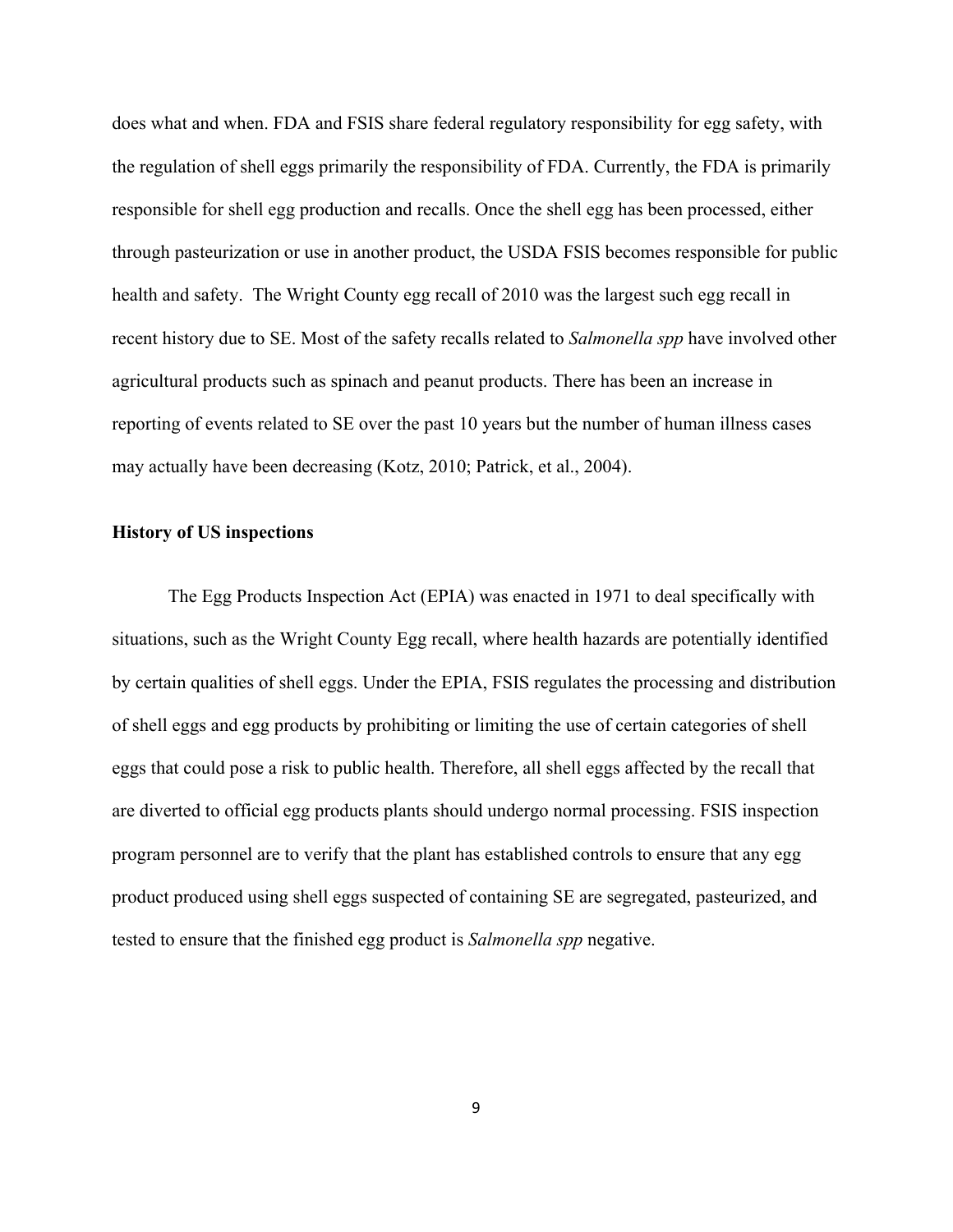does what and when. FDA and FSIS share federal regulatory responsibility for egg safety, with the regulation of shell eggs primarily the responsibility of FDA. Currently, the FDA is primarily responsible for shell egg production and recalls. Once the shell egg has been processed, either through pasteurization or use in another product, the USDA FSIS becomes responsible for public health and safety. The Wright County egg recall of 2010 was the largest such egg recall in recent history due to SE. Most of the safety recalls related to *Salmonella spp* have involved other agricultural products such as spinach and peanut products. There has been an increase in reporting of events related to SE over the past 10 years but the number of human illness cases may actually have been decreasing (Kotz, 2010; Patrick, et al., 2004).

**History of US inspections**

The Egg Products Inspection Act (EPIA) was enacted in 1971 to deal specifically with situations, such as the Wright County Egg recall, where health hazards are potentially identified by certain qualities of shell eggs. Under the EPIA, FSIS regulates the processing and distribution of shell eggs and egg products by prohibiting or limiting the use of certain categories of shell eggs that could pose a risk to public health. Therefore, all shell eggs affected by the recall that are diverted to official egg products plants should undergo normal processing. FSIS inspection program personnel are to verify that the plant has established controls to ensure that any egg product produced using shell eggs suspected of containing SE are segregated, pasteurized, and tested to ensure that the finished egg product is *Salmonella spp* negative.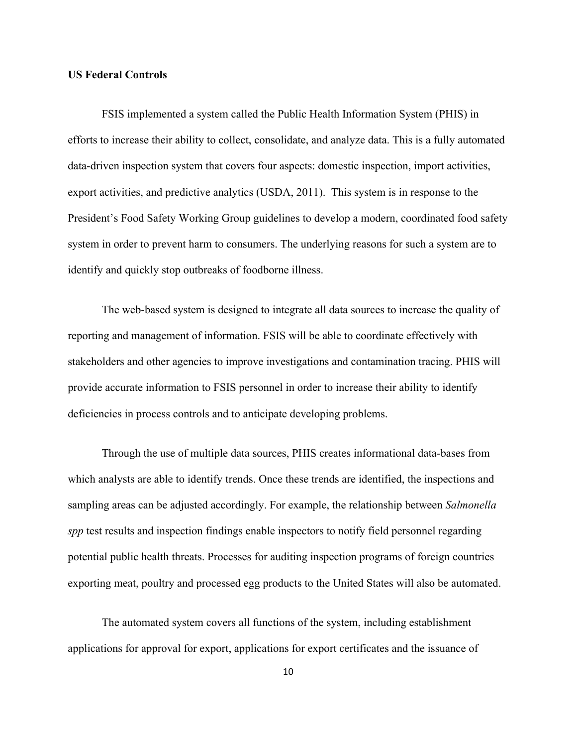**US Federal Controls**

FSIS implemented a system called the Public Health Information System (PHIS) in efforts to increase their ability to collect, consolidate, and analyze data. This is a fully automated data-driven inspection system that covers four aspects: domestic inspection, import activities, export activities, and predictive analytics (USDA, 2011). This system is in response to the President's Food Safety Working Group guidelines to develop a modern, coordinated food safety system in order to prevent harm to consumers. The underlying reasons for such a system are to identify and quickly stop outbreaks of foodborne illness.

The web-based system is designed to integrate all data sources to increase the quality of reporting and management of information. FSIS will be able to coordinate effectively with stakeholders and other agencies to improve investigations and contamination tracing. PHIS will provide accurate information to FSIS personnel in order to increase their ability to identify deficiencies in process controls and to anticipate developing problems.

Through the use of multiple data sources, PHIS creates informational data-bases from which analysts are able to identify trends. Once these trends are identified, the inspections and sampling areas can be adjusted accordingly. For example, the relationship between *Salmonella spp* test results and inspection findings enable inspectors to notify field personnel regarding potential public health threats. Processes for auditing inspection programs of foreign countries exporting meat, poultry and processed egg products to the United States will also be automated.

The automated system covers all functions of the system, including establishment applications for approval for export, applications for export certificates and the issuance of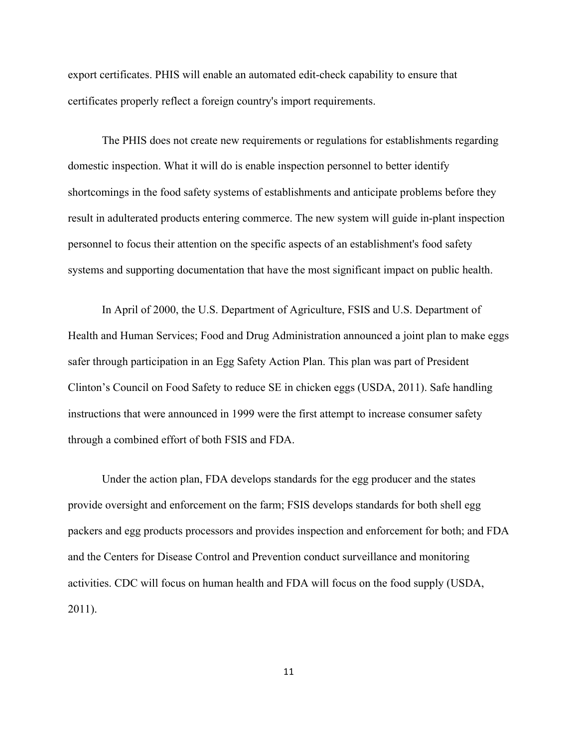export certificates. PHIS will enable an automated edit-check capability to ensure that certificates properly reflect a foreign country's import requirements.

The PHIS does not create new requirements or regulations for establishments regarding domestic inspection. What it will do is enable inspection personnel to better identify shortcomings in the food safety systems of establishments and anticipate problems before they result in adulterated products entering commerce. The new system will guide in-plant inspection personnel to focus their attention on the specific aspects of an establishment's food safety systems and supporting documentation that have the most significant impact on public health.

In April of 2000, the U.S. Department of Agriculture, FSIS and U.S. Department of Health and Human Services; Food and Drug Administration announced a joint plan to make eggs safer through participation in an Egg Safety Action Plan. This plan was part of President Clinton's Council on Food Safety to reduce SE in chicken eggs (USDA, 2011). Safe handling instructions that were announced in 1999 were the first attempt to increase consumer safety through a combined effort of both FSIS and FDA.

Under the action plan, FDA develops standards for the egg producer and the states provide oversight and enforcement on the farm; FSIS develops standards for both shell egg packers and egg products processors and provides inspection and enforcement for both; and FDA and the Centers for Disease Control and Prevention conduct surveillance and monitoring activities. CDC will focus on human health and FDA will focus on the food supply (USDA, 2011).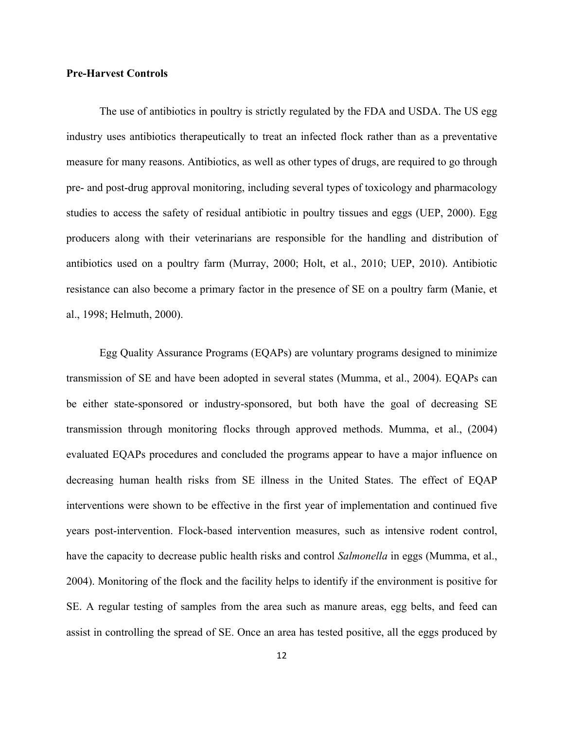**Pre-Harvest Controls**

The use of antibiotics in poultry is strictly regulated by the FDA and USDA. The US egg industry uses antibiotics therapeutically to treat an infected flock rather than as a preventative measure for many reasons. Antibiotics, as well as other types of drugs, are required to go through pre- and post-drug approval monitoring, including several types of toxicology and pharmacology studies to access the safety of residual antibiotic in poultry tissues and eggs (UEP, 2000). Egg producers along with their veterinarians are responsible for the handling and distribution of antibiotics used on a poultry farm (Murray, 2000; Holt, et al., 2010; UEP, 2010). Antibiotic resistance can also become a primary factor in the presence of SE on a poultry farm (Manie, et al., 1998; Helmuth, 2000).

Egg Quality Assurance Programs (EQAPs) are voluntary programs designed to minimize transmission of SE and have been adopted in several states (Mumma, et al., 2004). EQAPs can be either state-sponsored or industry-sponsored, but both have the goal of decreasing SE transmission through monitoring flocks through approved methods. Mumma, et al., (2004) evaluated EQAPs procedures and concluded the programs appear to have a major influence on decreasing human health risks from SE illness in the United States. The effect of EQAP interventions were shown to be effective in the first year of implementation and continued five years post-intervention. Flock-based intervention measures, such as intensive rodent control, have the capacity to decrease public health risks and control *Salmonella* in eggs (Mumma, et al., 2004). Monitoring of the flock and the facility helps to identify if the environment is positive for SE. A regular testing of samples from the area such as manure areas, egg belts, and feed can assist in controlling the spread of SE. Once an area has tested positive, all the eggs produced by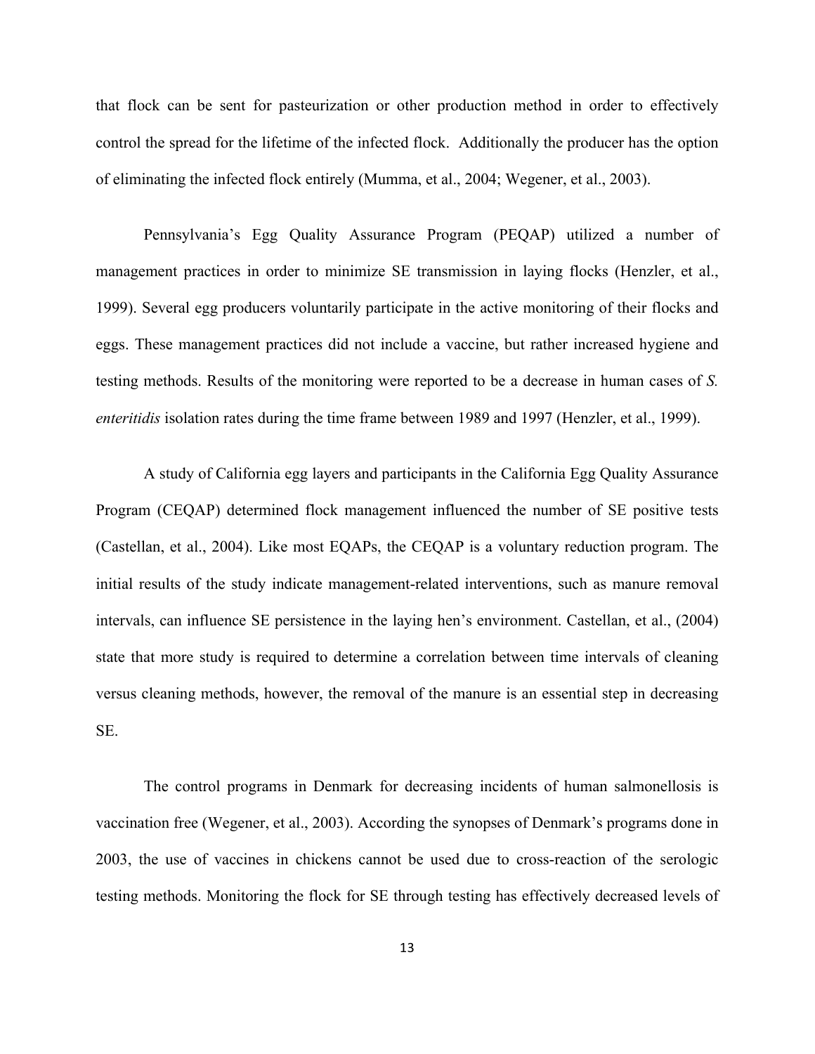that flock can be sent for pasteurization or other production method in order to effectively control the spread for the lifetime of the infected flock. Additionally the producer has the option of eliminating the infected flock entirely (Mumma, et al., 2004; Wegener, et al., 2003).

Pennsylvania's Egg Quality Assurance Program (PEQAP) utilized a number of management practices in order to minimize SE transmission in laying flocks (Henzler, et al., 1999). Several egg producers voluntarily participate in the active monitoring of their flocks and eggs. These management practices did not include a vaccine, but rather increased hygiene and testing methods. Results of the monitoring were reported to be a decrease in human cases of *S. enteritidis* isolation rates during the time frame between 1989 and 1997 (Henzler, et al., 1999).

A study of California egg layers and participants in the California Egg Quality Assurance Program (CEQAP) determined flock management influenced the number of SE positive tests (Castellan, et al., 2004). Like most EQAPs, the CEQAP is a voluntary reduction program. The initial results of the study indicate management-related interventions, such as manure removal intervals, can influence SE persistence in the laying hen's environment. Castellan, et al., (2004) state that more study is required to determine a correlation between time intervals of cleaning versus cleaning methods, however, the removal of the manure is an essential step in decreasing SE.

The control programs in Denmark for decreasing incidents of human salmonellosis is vaccination free (Wegener, et al., 2003). According the synopses of Denmark's programs done in 2003, the use of vaccines in chickens cannot be used due to cross-reaction of the serologic testing methods. Monitoring the flock for SE through testing has effectively decreased levels of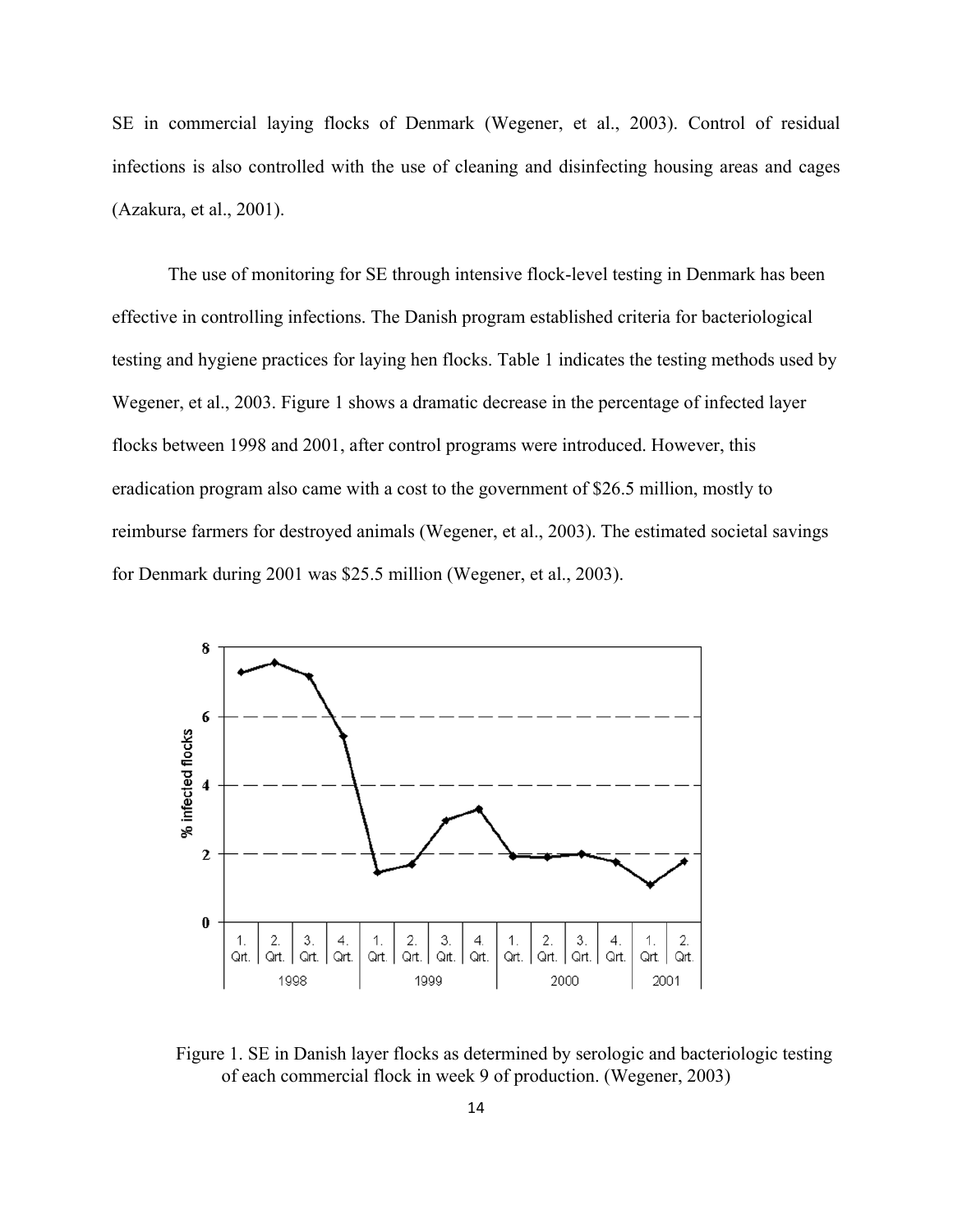SE in commercial laying flocks of Denmark (Wegener, et al., 2003). Control of residual infections is also controlled with the use of cleaning and disinfecting housing areas and cages (Azakura, et al., 2001).

The use of monitoring for SE through intensive flock-level testing in Denmark has been effective in controlling infections. The Danish program established criteria for bacteriological testing and hygiene practices for laying hen flocks. Table 1 indicates the testing methods used by Wegener, et al., 2003. Figure 1 shows a dramatic decrease in the percentage of infected layer flocks between 1998 and 2001, after control programs were introduced. However, this eradication program also came with a cost to the government of $26.5 million, mostly to reimburse farmers for destroyed animals (Wegener, et al., 2003). The estimated societal savings for Denmark during 2001 was $25.5 million (Wegener, et al., 2003).

Figure 1. SE in Danish layer flocks as determined by serologic and bacteriologic testing of each commercial flock in week 9 of production. (Wegener, 2003)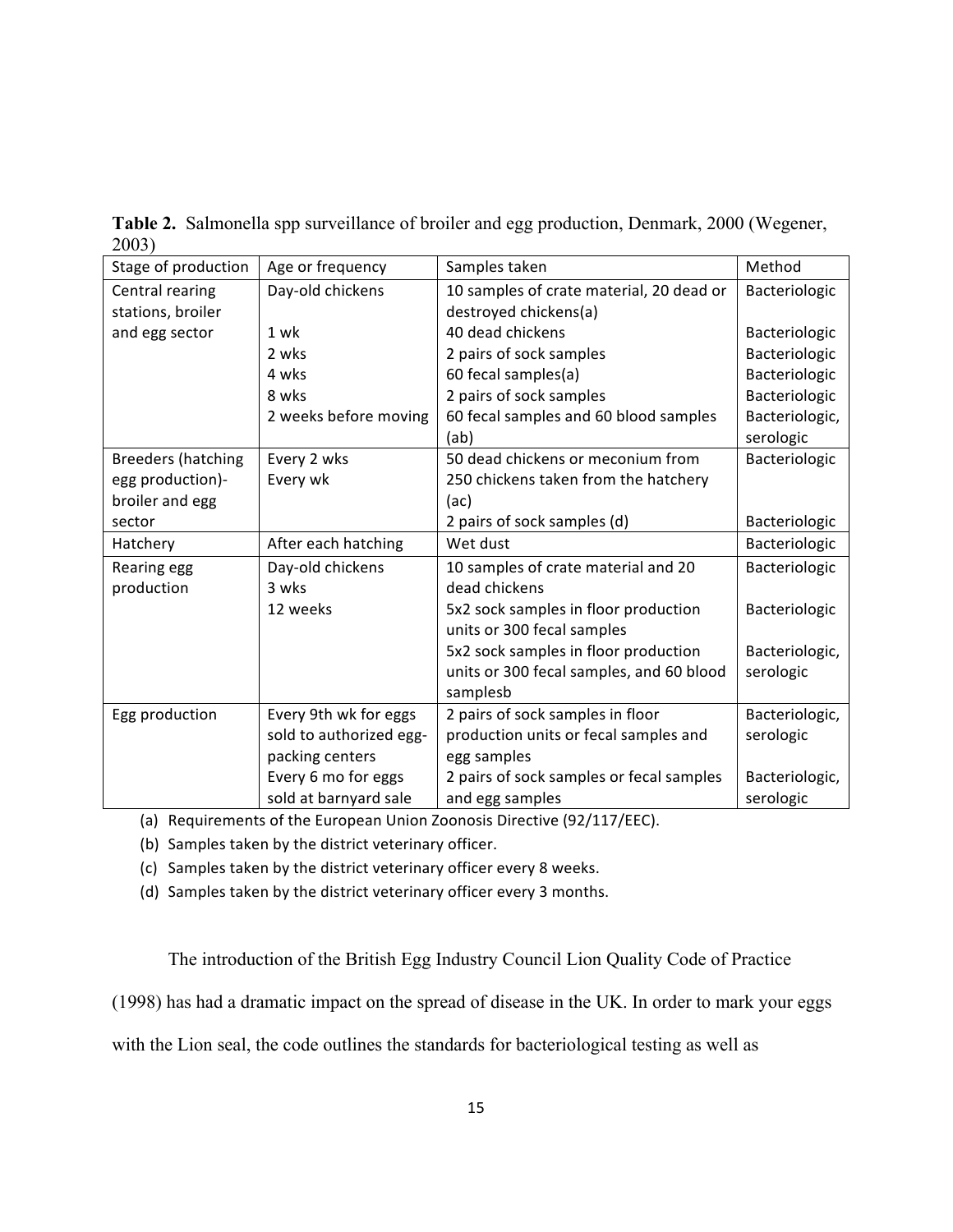**Table 2.** Salmonella spp surveillance of broiler and egg production, Denmark, 2000 (Wegener, 2003)

| Stage of production | Age or frequency | Samples taken | Method |
| --- | --- | --- | --- |
| Central rearing stations, broiler and egg sector | Day-old chickens | 10 samples of crate material, 20 dead or destroyed chickens(a) | Bacteriologic |
| | 1 wk | 40 dead chickens | Bacteriologic |
| | 2 wks | 2 pairs of sock samples | Bacteriologic |
| | 4 wks | 60 fecal samples(a) | Bacteriologic |
| | 8 wks | 2 pairs of sock samples | Bacteriologic |
| | 2 weeks before moving | 60 fecal samples and 60 blood samples (ab) | Bacteriologic, serologic |
| Breeders (hatching egg production)- broiler and egg sector | Every 2 wks | 50 dead chickens or meconium from 250 chickens taken from the hatchery (ac) | Bacteriologic |
| | Every wk | 2 pairs of sock samples (d) | Bacteriologic |
| Hatchery | After each hatching | Wet dust | Bacteriologic |
| Rearing egg production | Day-old chickens | 10 samples of crate material and 20 dead chickens | Bacteriologic |
| | 3 wks | 5x2 sock samples in floor production units or 300 fecal samples | Bacteriologic |
| | 12 weeks | 5x2 sock samples in floor production units or 300 fecal samples, and 60 blood samplesb | Bacteriologic, serologic |
| Egg production | Every 9th wk for eggs sold to authorized egg-packing centers | 2 pairs of sock samples in floor production units or fecal samples and egg samples | Bacteriologic, serologic |
| | Every 6 mo for eggs sold at barnyard sale | 2 pairs of sock samples or fecal samples and egg samples | Bacteriologic, serologic |

(a) Requirements of the European Union Zoonosis Directive (92/117/EEC).

(b) Samples taken by the district veterinary officer.

(c) Samples taken by the district veterinary officer every 8 weeks.

(d) Samples taken by the district veterinary officer every 3 months.

The introduction of the British Egg Industry Council Lion Quality Code of Practice (1998) has had a dramatic impact on the spread of disease in the UK. In order to mark your eggs with the Lion seal, the code outlines the standards for bacteriological testing as well as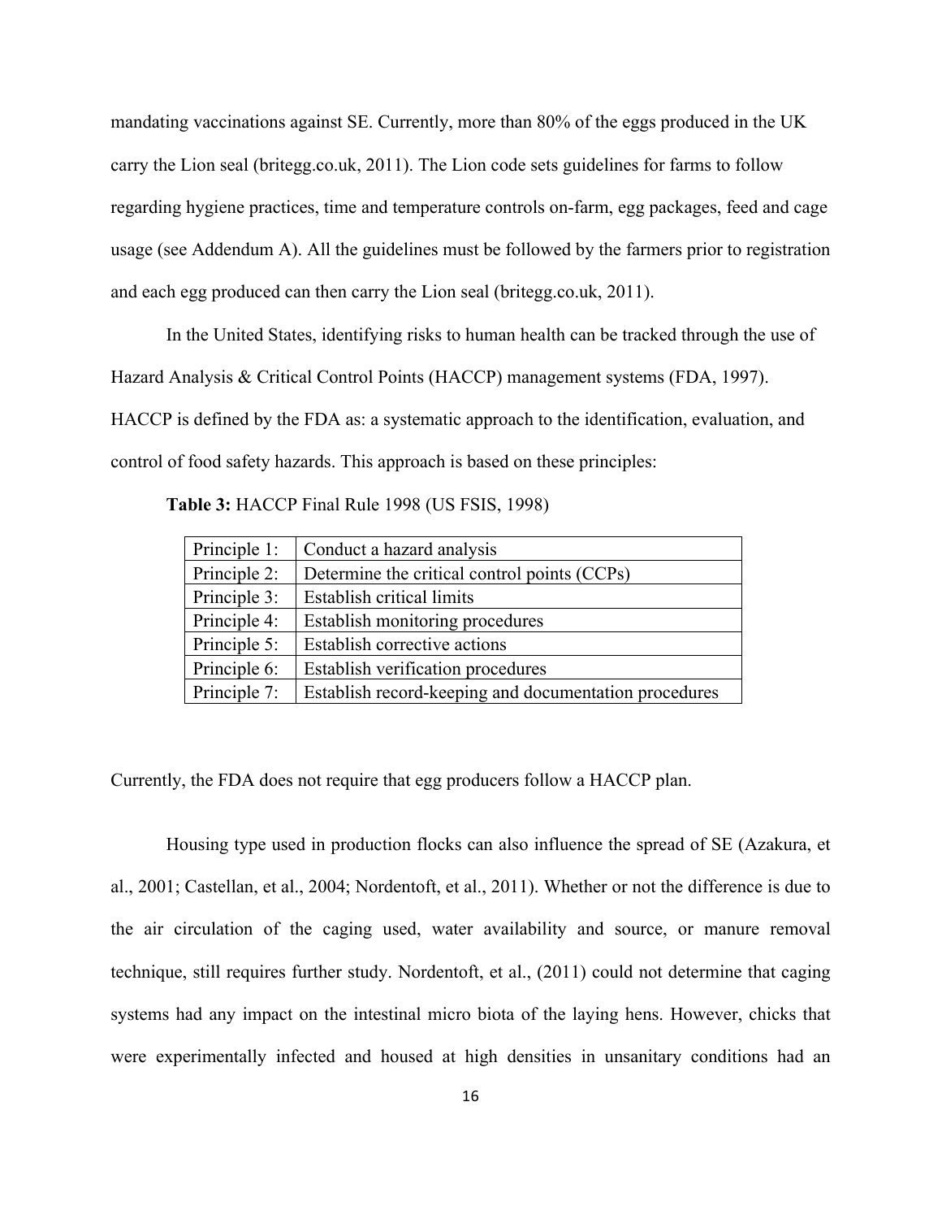mandating vaccinations against SE. Currently, more than 80% of the eggs produced in the UK carry the Lion seal (britegg.co.uk, 2011). The Lion code sets guidelines for farms to follow regarding hygiene practices, time and temperature controls on-farm, egg packages, feed and cage usage (see Addendum A). All the guidelines must be followed by the farmers prior to registration and each egg produced can then carry the Lion seal (britegg.co.uk, 2011).

In the United States, identifying risks to human health can be tracked through the use of Hazard Analysis & Critical Control Points (HACCP) management systems (FDA, 1997). HACCP is defined by the FDA as: a systematic approach to the identification, evaluation, and control of food safety hazards. This approach is based on these principles:

**Table 3:** HACCP Final Rule 1998 (US FSIS, 1998)

| | |
|---|---|
| Principle 1: | Conduct a hazard analysis |
| Principle 2: | Determine the critical control points (CCPs) |
| Principle 3: | Establish critical limits |
| Principle 4: | Establish monitoring procedures |
| Principle 5: | Establish corrective actions |
| Principle 6: | Establish verification procedures |
| Principle 7: | Establish record-keeping and documentation procedures |

Currently, the FDA does not require that egg producers follow a HACCP plan.

Housing type used in production flocks can also influence the spread of SE (Azakura, et al., 2001; Castellan, et al., 2004; Nordentoft, et al., 2011). Whether or not the difference is due to the air circulation of the caging used, water availability and source, or manure removal technique, still requires further study. Nordentoft, et al., (2011) could not determine that caging systems had any impact on the intestinal micro biota of the laying hens. However, chicks that were experimentally infected and housed at high densities in unsanitary conditions had an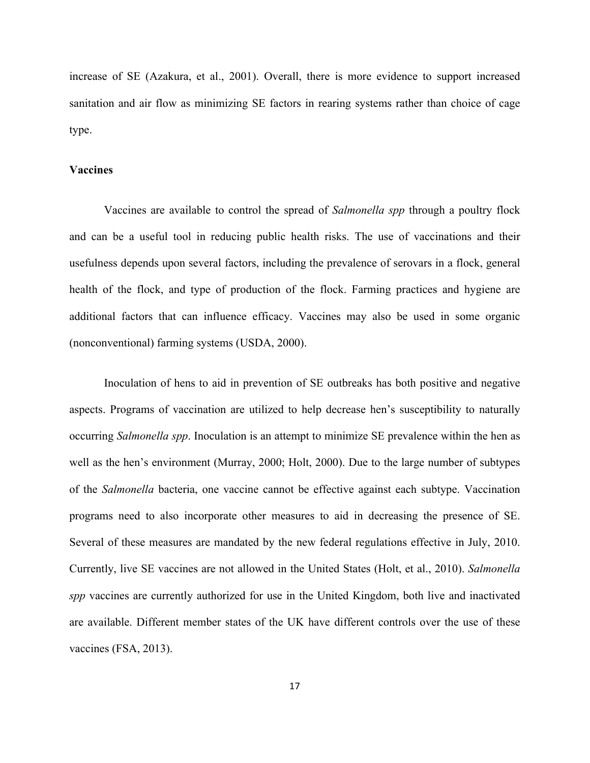increase of SE (Azakura, et al., 2001). Overall, there is more evidence to support increased sanitation and air flow as minimizing SE factors in rearing systems rather than choice of cage type.

**Vaccines**

Vaccines are available to control the spread of *Salmonella spp* through a poultry flock and can be a useful tool in reducing public health risks. The use of vaccinations and their usefulness depends upon several factors, including the prevalence of serovars in a flock, general health of the flock, and type of production of the flock. Farming practices and hygiene are additional factors that can influence efficacy. Vaccines may also be used in some organic (nonconventional) farming systems (USDA, 2000).

Inoculation of hens to aid in prevention of SE outbreaks has both positive and negative aspects. Programs of vaccination are utilized to help decrease hen's susceptibility to naturally occurring *Salmonella spp*. Inoculation is an attempt to minimize SE prevalence within the hen as well as the hen's environment (Murray, 2000; Holt, 2000). Due to the large number of subtypes of the *Salmonella* bacteria, one vaccine cannot be effective against each subtype. Vaccination programs need to also incorporate other measures to aid in decreasing the presence of SE. Several of these measures are mandated by the new federal regulations effective in July, 2010. Currently, live SE vaccines are not allowed in the United States (Holt, et al., 2010). *Salmonella spp* vaccines are currently authorized for use in the United Kingdom, both live and inactivated are available. Different member states of the UK have different controls over the use of these vaccines (FSA, 2013).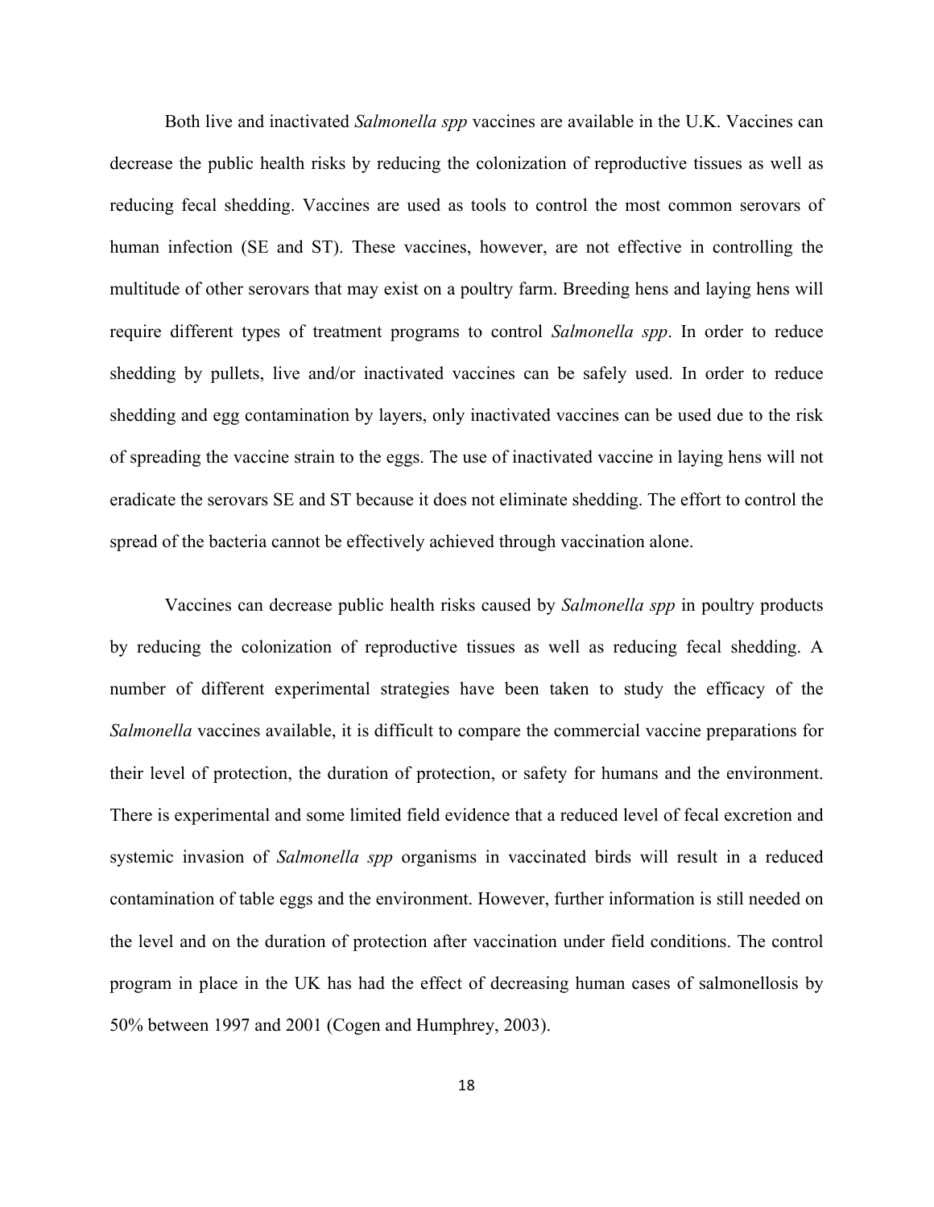Both live and inactivated *Salmonella spp* vaccines are available in the U.K. Vaccines can decrease the public health risks by reducing the colonization of reproductive tissues as well as reducing fecal shedding. Vaccines are used as tools to control the most common serovars of human infection (SE and ST). These vaccines, however, are not effective in controlling the multitude of other serovars that may exist on a poultry farm. Breeding hens and laying hens will require different types of treatment programs to control *Salmonella spp*. In order to reduce shedding by pullets, live and/or inactivated vaccines can be safely used. In order to reduce shedding and egg contamination by layers, only inactivated vaccines can be used due to the risk of spreading the vaccine strain to the eggs. The use of inactivated vaccine in laying hens will not eradicate the serovars SE and ST because it does not eliminate shedding. The effort to control the spread of the bacteria cannot be effectively achieved through vaccination alone.

Vaccines can decrease public health risks caused by *Salmonella spp* in poultry products by reducing the colonization of reproductive tissues as well as reducing fecal shedding. A number of different experimental strategies have been taken to study the efficacy of the *Salmonella* vaccines available, it is difficult to compare the commercial vaccine preparations for their level of protection, the duration of protection, or safety for humans and the environment. There is experimental and some limited field evidence that a reduced level of fecal excretion and systemic invasion of *Salmonella spp* organisms in vaccinated birds will result in a reduced contamination of table eggs and the environment. However, further information is still needed on the level and on the duration of protection after vaccination under field conditions. The control program in place in the UK has had the effect of decreasing human cases of salmonellosis by 50% between 1997 and 2001 (Cogen and Humphrey, 2003).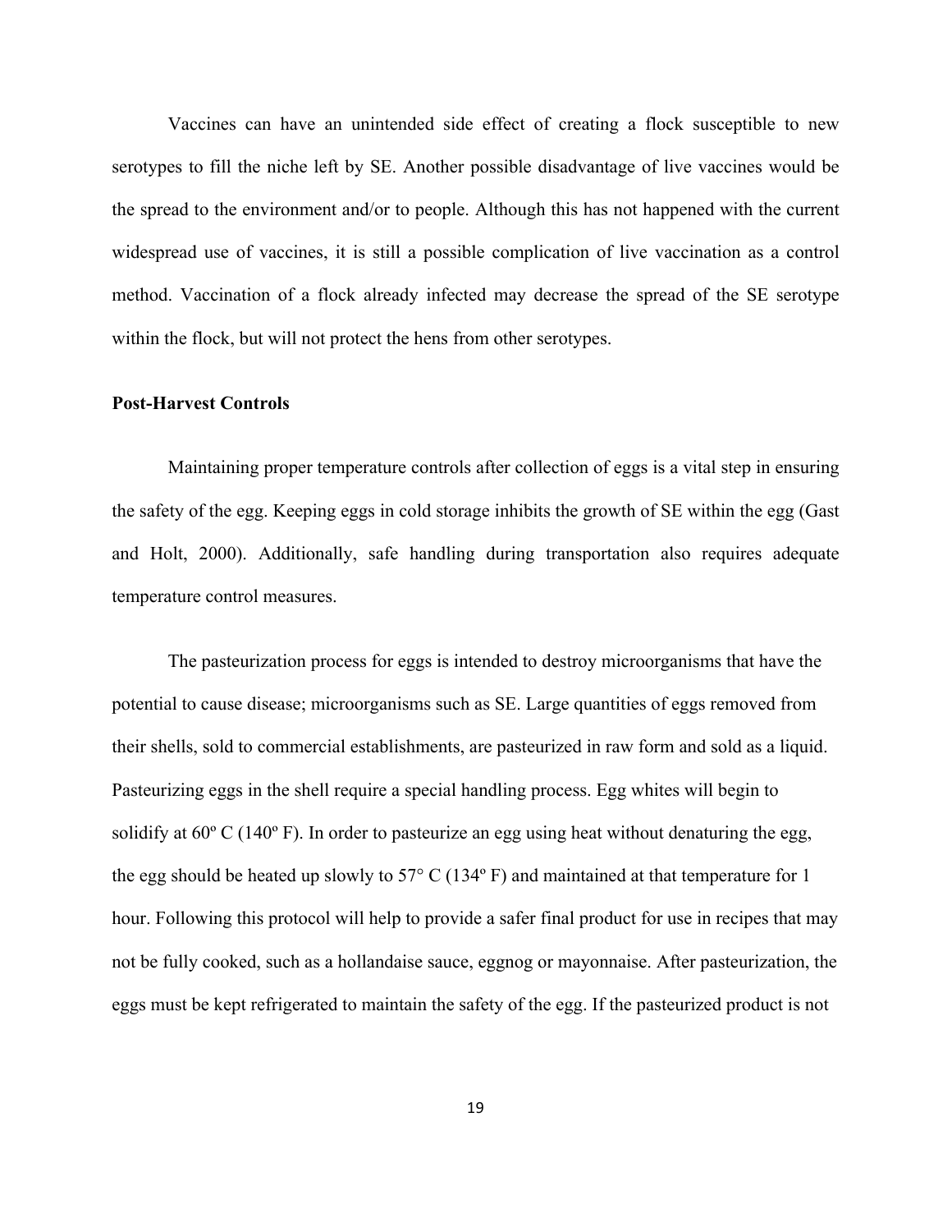Vaccines can have an unintended side effect of creating a flock susceptible to new serotypes to fill the niche left by SE. Another possible disadvantage of live vaccines would be the spread to the environment and/or to people. Although this has not happened with the current widespread use of vaccines, it is still a possible complication of live vaccination as a control method. Vaccination of a flock already infected may decrease the spread of the SE serotype within the flock, but will not protect the hens from other serotypes.

**Post-Harvest Controls**

Maintaining proper temperature controls after collection of eggs is a vital step in ensuring the safety of the egg. Keeping eggs in cold storage inhibits the growth of SE within the egg (Gast and Holt, 2000). Additionally, safe handling during transportation also requires adequate temperature control measures.

The pasteurization process for eggs is intended to destroy microorganisms that have the potential to cause disease; microorganisms such as SE. Large quantities of eggs removed from their shells, sold to commercial establishments, are pasteurized in raw form and sold as a liquid. Pasteurizing eggs in the shell require a special handling process. Egg whites will begin to solidify at 60º C (140º F). In order to pasteurize an egg using heat without denaturing the egg, the egg should be heated up slowly to 57° C (134º F) and maintained at that temperature for 1 hour. Following this protocol will help to provide a safer final product for use in recipes that may not be fully cooked, such as a hollandaise sauce, eggnog or mayonnaise. After pasteurization, the eggs must be kept refrigerated to maintain the safety of the egg. If the pasteurized product is not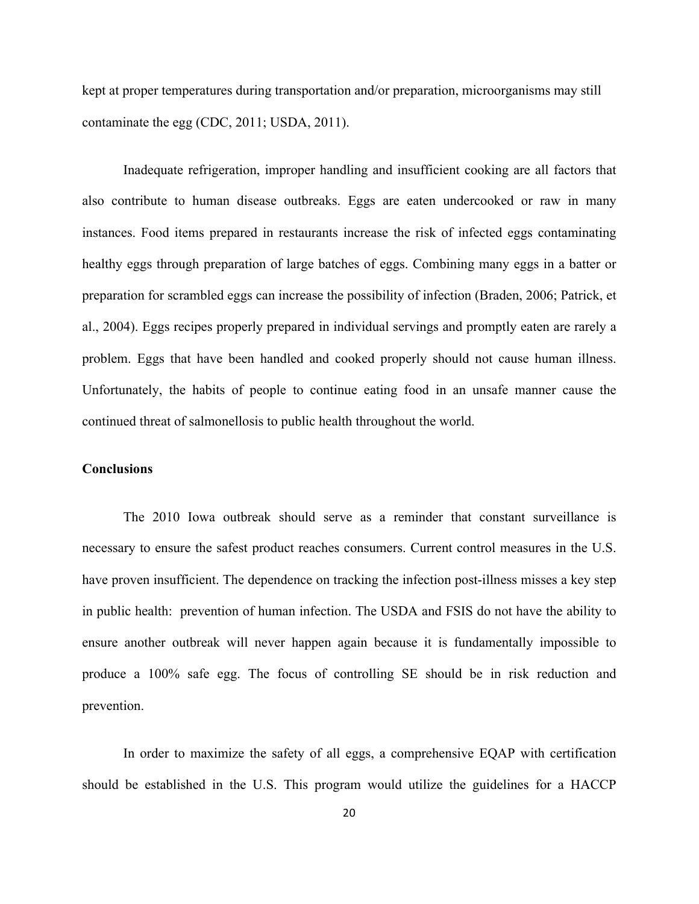kept at proper temperatures during transportation and/or preparation, microorganisms may still contaminate the egg (CDC, 2011; USDA, 2011).

Inadequate refrigeration, improper handling and insufficient cooking are all factors that also contribute to human disease outbreaks. Eggs are eaten undercooked or raw in many instances. Food items prepared in restaurants increase the risk of infected eggs contaminating healthy eggs through preparation of large batches of eggs. Combining many eggs in a batter or preparation for scrambled eggs can increase the possibility of infection (Braden, 2006; Patrick, et al., 2004). Eggs recipes properly prepared in individual servings and promptly eaten are rarely a problem. Eggs that have been handled and cooked properly should not cause human illness. Unfortunately, the habits of people to continue eating food in an unsafe manner cause the continued threat of salmonellosis to public health throughout the world.

## Conclusions

The 2010 Iowa outbreak should serve as a reminder that constant surveillance is necessary to ensure the safest product reaches consumers. Current control measures in the U.S. have proven insufficient. The dependence on tracking the infection post-illness misses a key step in public health: prevention of human infection. The USDA and FSIS do not have the ability to ensure another outbreak will never happen again because it is fundamentally impossible to produce a 100% safe egg. The focus of controlling SE should be in risk reduction and prevention.

In order to maximize the safety of all eggs, a comprehensive EQAP with certification should be established in the U.S. This program would utilize the guidelines for a HACCP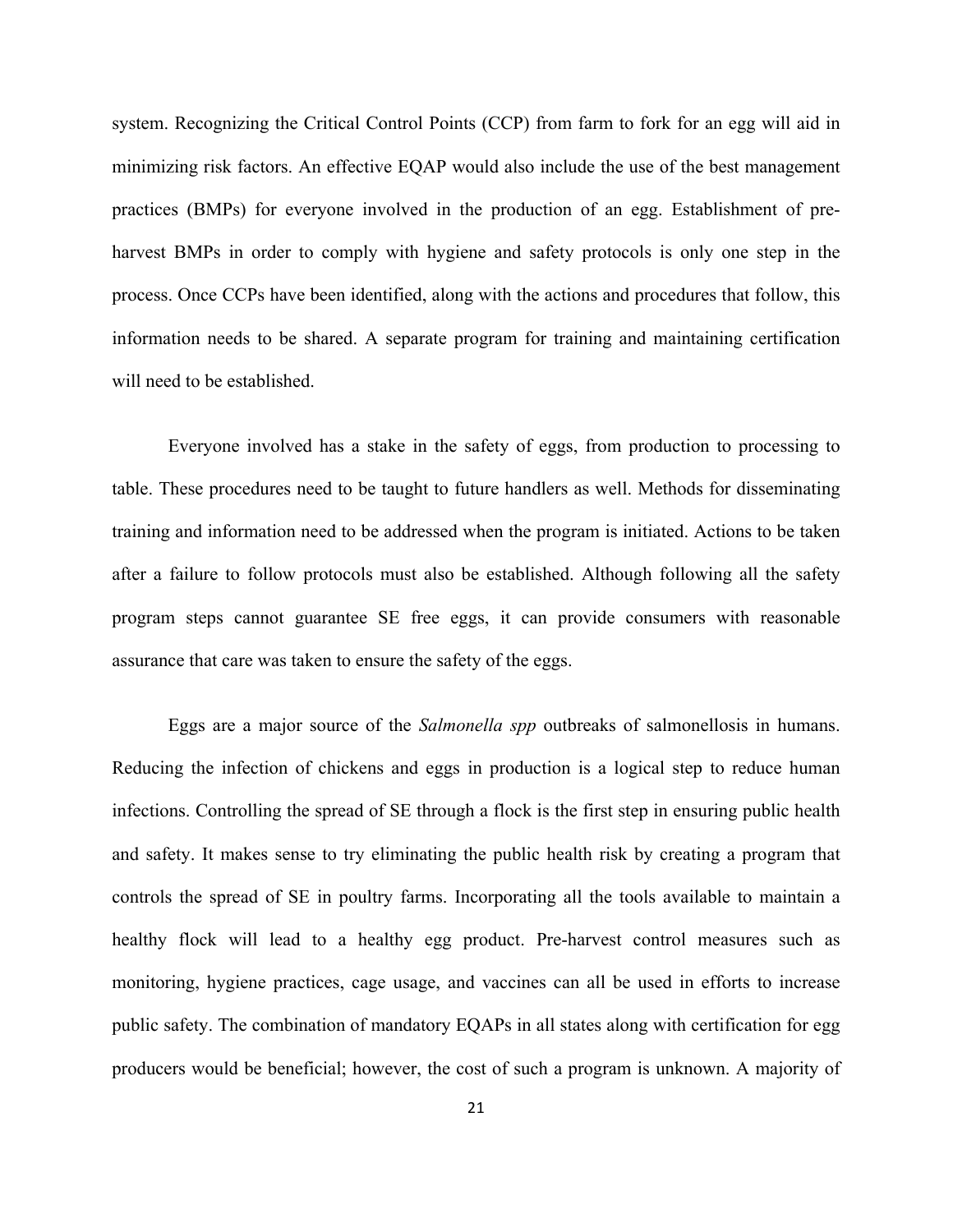system. Recognizing the Critical Control Points (CCP) from farm to fork for an egg will aid in minimizing risk factors. An effective EQAP would also include the use of the best management practices (BMPs) for everyone involved in the production of an egg. Establishment of pre-harvest BMPs in order to comply with hygiene and safety protocols is only one step in the process. Once CCPs have been identified, along with the actions and procedures that follow, this information needs to be shared. A separate program for training and maintaining certification will need to be established.

Everyone involved has a stake in the safety of eggs, from production to processing to table. These procedures need to be taught to future handlers as well. Methods for disseminating training and information need to be addressed when the program is initiated. Actions to be taken after a failure to follow protocols must also be established. Although following all the safety program steps cannot guarantee SE free eggs, it can provide consumers with reasonable assurance that care was taken to ensure the safety of the eggs.

Eggs are a major source of the *Salmonella spp* outbreaks of salmonellosis in humans. Reducing the infection of chickens and eggs in production is a logical step to reduce human infections. Controlling the spread of SE through a flock is the first step in ensuring public health and safety. It makes sense to try eliminating the public health risk by creating a program that controls the spread of SE in poultry farms. Incorporating all the tools available to maintain a healthy flock will lead to a healthy egg product. Pre-harvest control measures such as monitoring, hygiene practices, cage usage, and vaccines can all be used in efforts to increase public safety. The combination of mandatory EQAPs in all states along with certification for egg producers would be beneficial; however, the cost of such a program is unknown. A majority of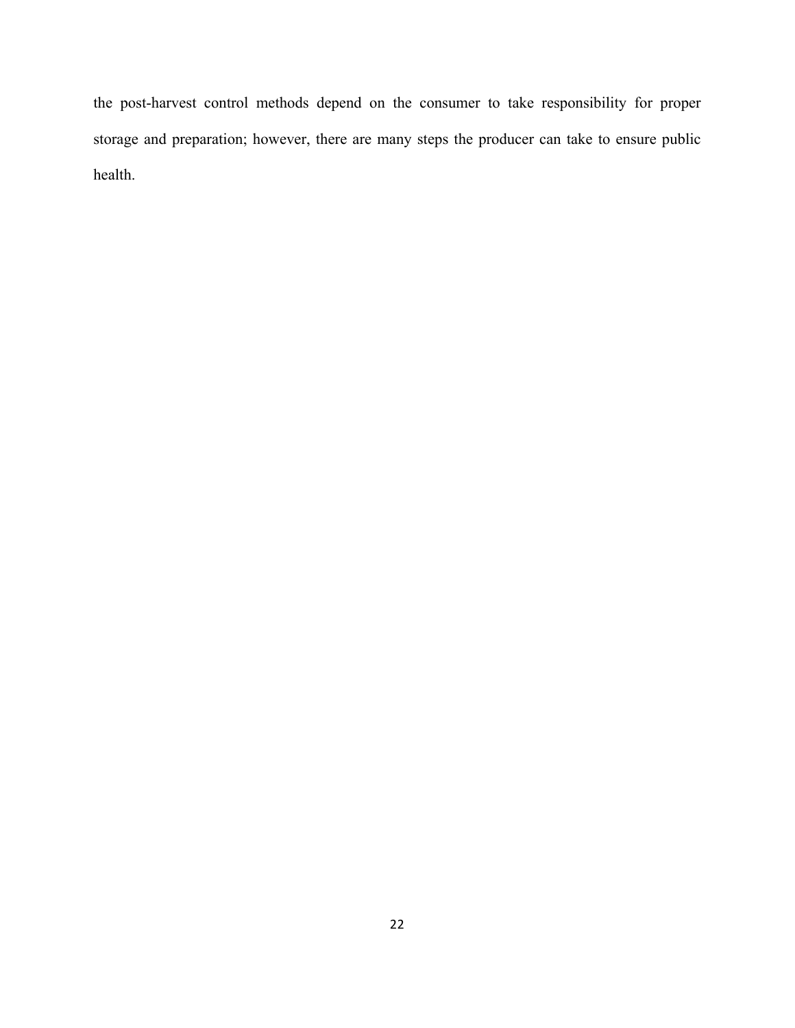the post-harvest control methods depend on the consumer to take responsibility for proper storage and preparation; however, there are many steps the producer can take to ensure public health.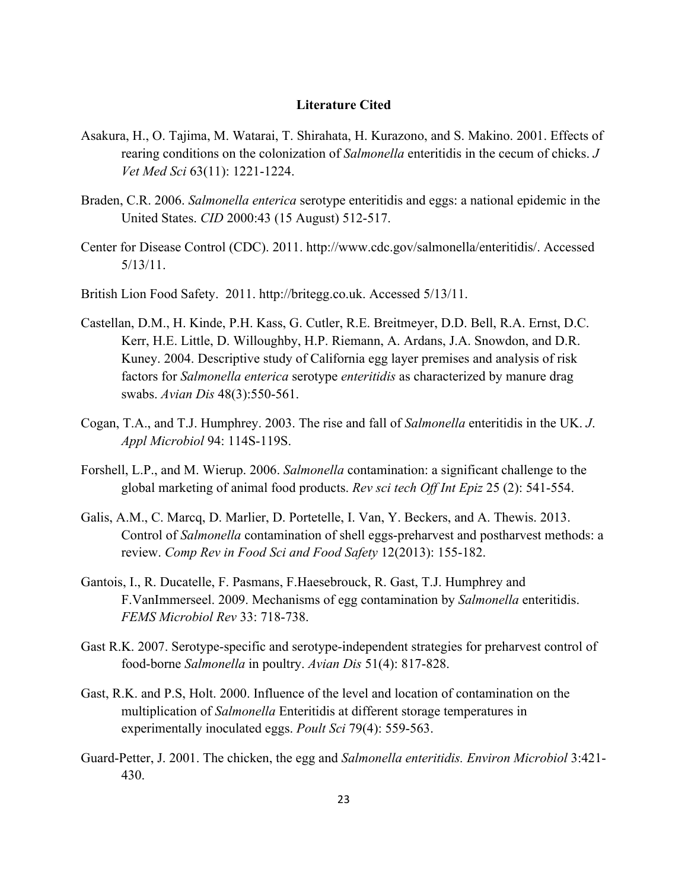## Literature Cited

Asakura, H., O. Tajima, M. Watarai, T. Shirahata, H. Kurazono, and S. Makino. 2001. Effects of rearing conditions on the colonization of *Salmonella* enteritidis in the cecum of chicks. *J Vet Med Sci* 63(11): 1221-1224.

Braden, C.R. 2006. *Salmonella enterica* serotype enteritidis and eggs: a national epidemic in the United States. *CID* 2000:43 (15 August) 512-517.

Center for Disease Control (CDC). 2011. http://www.cdc.gov/salmonella/enteritidis/. Accessed 5/13/11.

British Lion Food Safety. 2011. http://britegg.co.uk. Accessed 5/13/11.

Castellan, D.M., H. Kinde, P.H. Kass, G. Cutler, R.E. Breitmeyer, D.D. Bell, R.A. Ernst, D.C. Kerr, H.E. Little, D. Willoughby, H.P. Riemann, A. Ardans, J.A. Snowdon, and D.R. Kuney. 2004. Descriptive study of California egg layer premises and analysis of risk factors for *Salmonella enterica* serotype *enteritidis* as characterized by manure drag swabs. *Avian Dis* 48(3):550-561.

Cogan, T.A., and T.J. Humphrey. 2003. The rise and fall of *Salmonella* enteritidis in the UK. *J. Appl Microbiol* 94: 114S-119S.

Forshell, L.P., and M. Wierup. 2006. *Salmonella* contamination: a significant challenge to the global marketing of animal food products. *Rev sci tech Off Int Epiz* 25 (2): 541-554.

Galis, A.M., C. Marcq, D. Marlier, D. Portetelle, I. Van, Y. Beckers, and A. Thewis. 2013. Control of *Salmonella* contamination of shell eggs-preharvest and postharvest methods: a review. *Comp Rev in Food Sci and Food Safety* 12(2013): 155-182.

Gantois, I., R. Ducatelle, F. Pasmans, F.Haesebrouck, R. Gast, T.J. Humphrey and F.VanImmerseel. 2009. Mechanisms of egg contamination by *Salmonella* enteritidis. *FEMS Microbiol Rev* 33: 718-738.

Gast R.K. 2007. Serotype-specific and serotype-independent strategies for preharvest control of food-borne *Salmonella* in poultry. *Avian Dis* 51(4): 817-828.

Gast, R.K. and P.S, Holt. 2000. Influence of the level and location of contamination on the multiplication of *Salmonella* Enteritidis at different storage temperatures in experimentally inoculated eggs. *Poult Sci* 79(4): 559-563.

Guard-Petter, J. 2001. The chicken, the egg and *Salmonella enteritidis. Environ Microbiol* 3:421-430.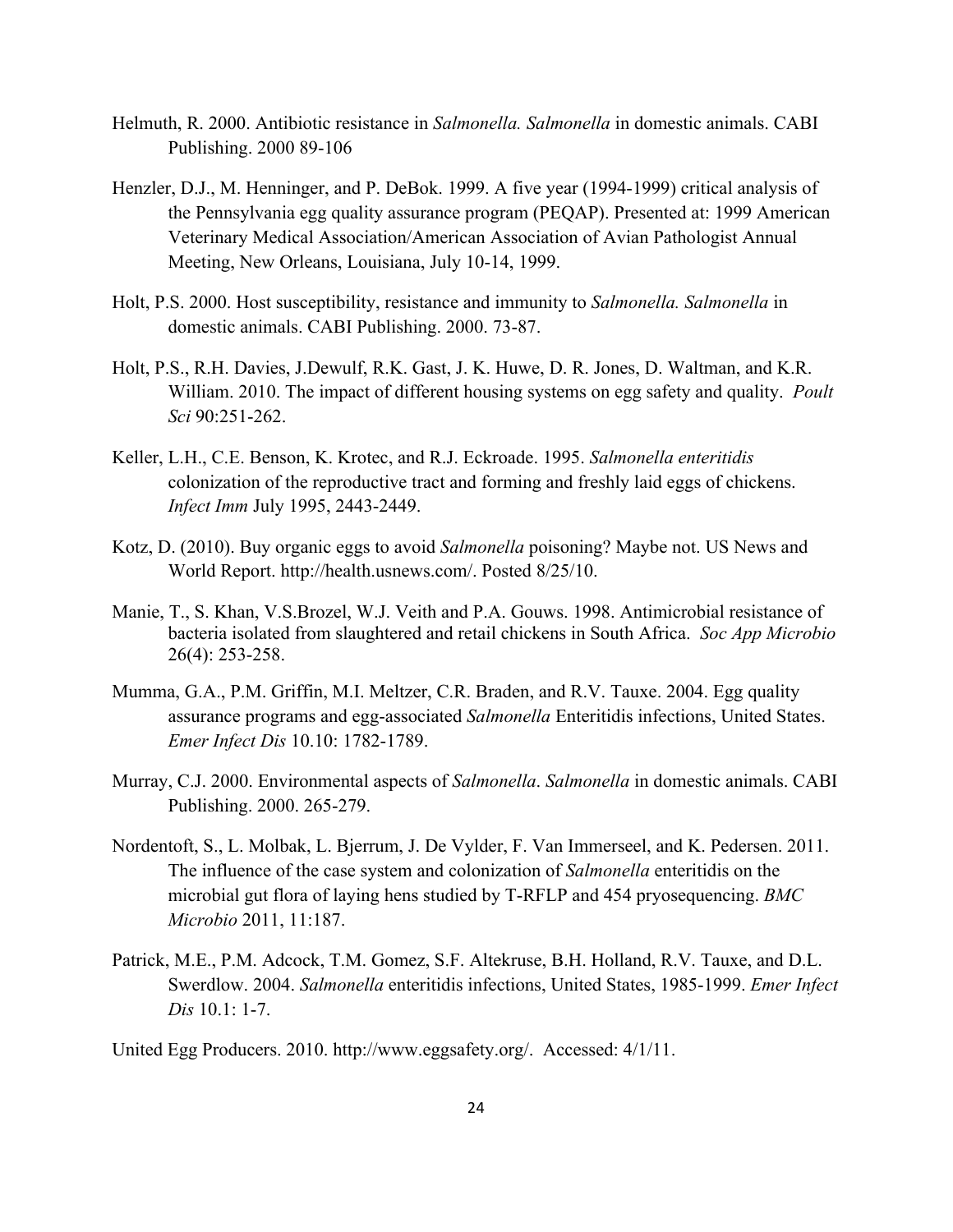Helmuth, R. 2000. Antibiotic resistance in *Salmonella. Salmonella* in domestic animals. CABI Publishing. 2000 89-106

Henzler, D.J., M. Henninger, and P. DeBok. 1999. A five year (1994-1999) critical analysis of the Pennsylvania egg quality assurance program (PEQAP). Presented at: 1999 American Veterinary Medical Association/American Association of Avian Pathologist Annual Meeting, New Orleans, Louisiana, July 10-14, 1999.

Holt, P.S. 2000. Host susceptibility, resistance and immunity to *Salmonella. Salmonella* in domestic animals. CABI Publishing. 2000. 73-87.

Holt, P.S., R.H. Davies, J.Dewulf, R.K. Gast, J. K. Huwe, D. R. Jones, D. Waltman, and K.R. William. 2010. The impact of different housing systems on egg safety and quality. *Poult Sci* 90:251-262.

Keller, L.H., C.E. Benson, K. Krotec, and R.J. Eckroade. 1995. *Salmonella enteritidis* colonization of the reproductive tract and forming and freshly laid eggs of chickens. *Infect Imm* July 1995, 2443-2449.

Kotz, D. (2010). Buy organic eggs to avoid *Salmonella* poisoning? Maybe not. US News and World Report. http://health.usnews.com/. Posted 8/25/10.

Manie, T., S. Khan, V.S.Brozel, W.J. Veith and P.A. Gouws. 1998. Antimicrobial resistance of bacteria isolated from slaughtered and retail chickens in South Africa. *Soc App Microbio* 26(4): 253-258.

Mumma, G.A., P.M. Griffin, M.I. Meltzer, C.R. Braden, and R.V. Tauxe. 2004. Egg quality assurance programs and egg-associated *Salmonella* Enteritidis infections, United States. *Emer Infect Dis* 10.10: 1782-1789.

Murray, C.J. 2000. Environmental aspects of *Salmonella*. *Salmonella* in domestic animals. CABI Publishing. 2000. 265-279.

Nordentoft, S., L. Molbak, L. Bjerrum, J. De Vylder, F. Van Immerseel, and K. Pedersen. 2011. The influence of the case system and colonization of *Salmonella* enteritidis on the microbial gut flora of laying hens studied by T-RFLP and 454 pryosequencing. *BMC Microbio* 2011, 11:187.

Patrick, M.E., P.M. Adcock, T.M. Gomez, S.F. Altekruse, B.H. Holland, R.V. Tauxe, and D.L. Swerdlow. 2004. *Salmonella* enteritidis infections, United States, 1985-1999. *Emer Infect Dis* 10.1: 1-7.

United Egg Producers. 2010. http://www.eggsafety.org/. Accessed: 4/1/11.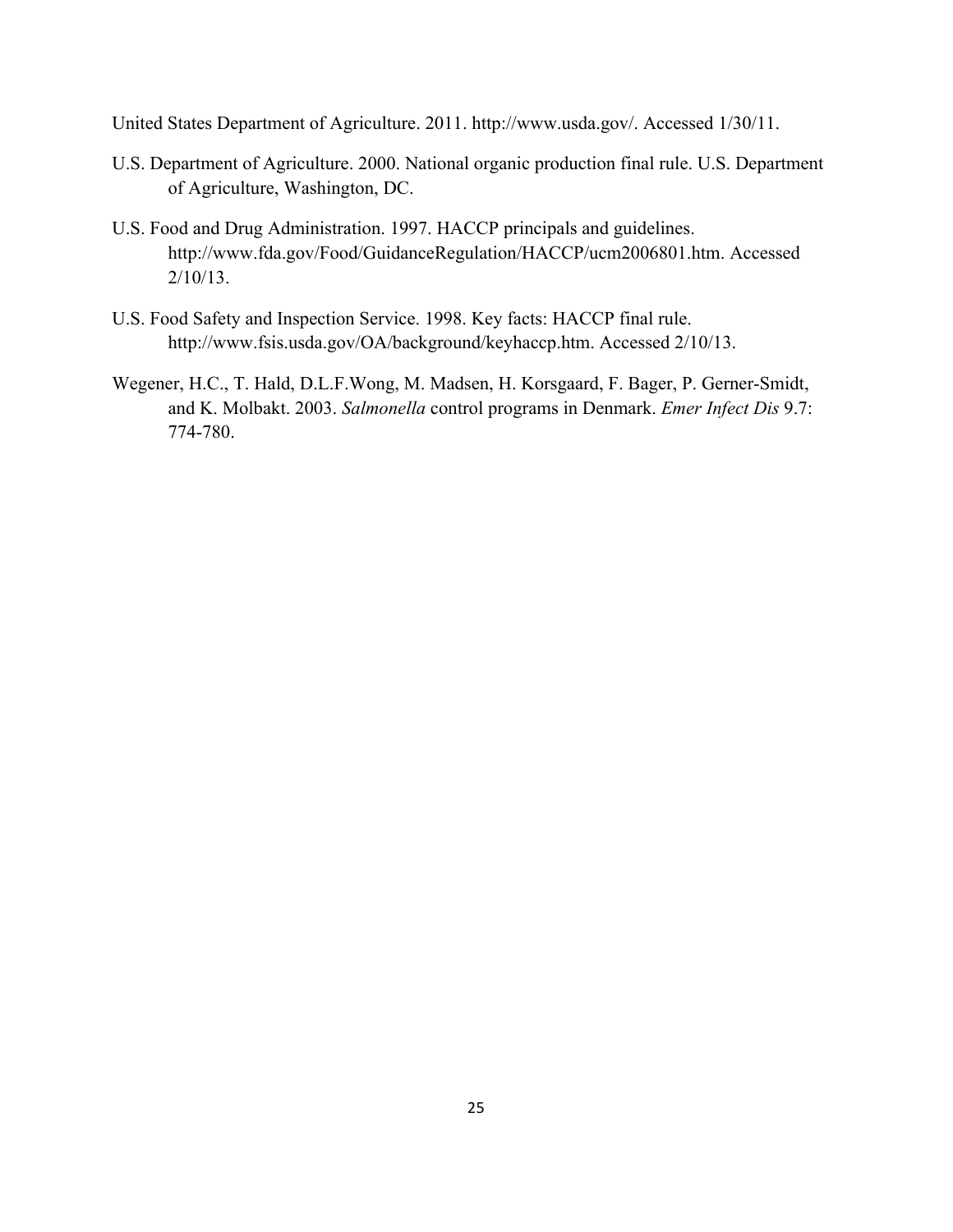United States Department of Agriculture. 2011. http://www.usda.gov/. Accessed 1/30/11.

U.S. Department of Agriculture. 2000. National organic production final rule. U.S. Department of Agriculture, Washington, DC.

U.S. Food and Drug Administration. 1997. HACCP principals and guidelines. http://www.fda.gov/Food/GuidanceRegulation/HACCP/ucm2006801.htm. Accessed 2/10/13.

U.S. Food Safety and Inspection Service. 1998. Key facts: HACCP final rule. http://www.fsis.usda.gov/OA/background/keyhaccp.htm. Accessed 2/10/13.

Wegener, H.C., T. Hald, D.L.F.Wong, M. Madsen, H. Korsgaard, F. Bager, P. Gerner-Smidt, and K. Molbakt. 2003. *Salmonella* control programs in Denmark. *Emer Infect Dis* 9.7: 774-780.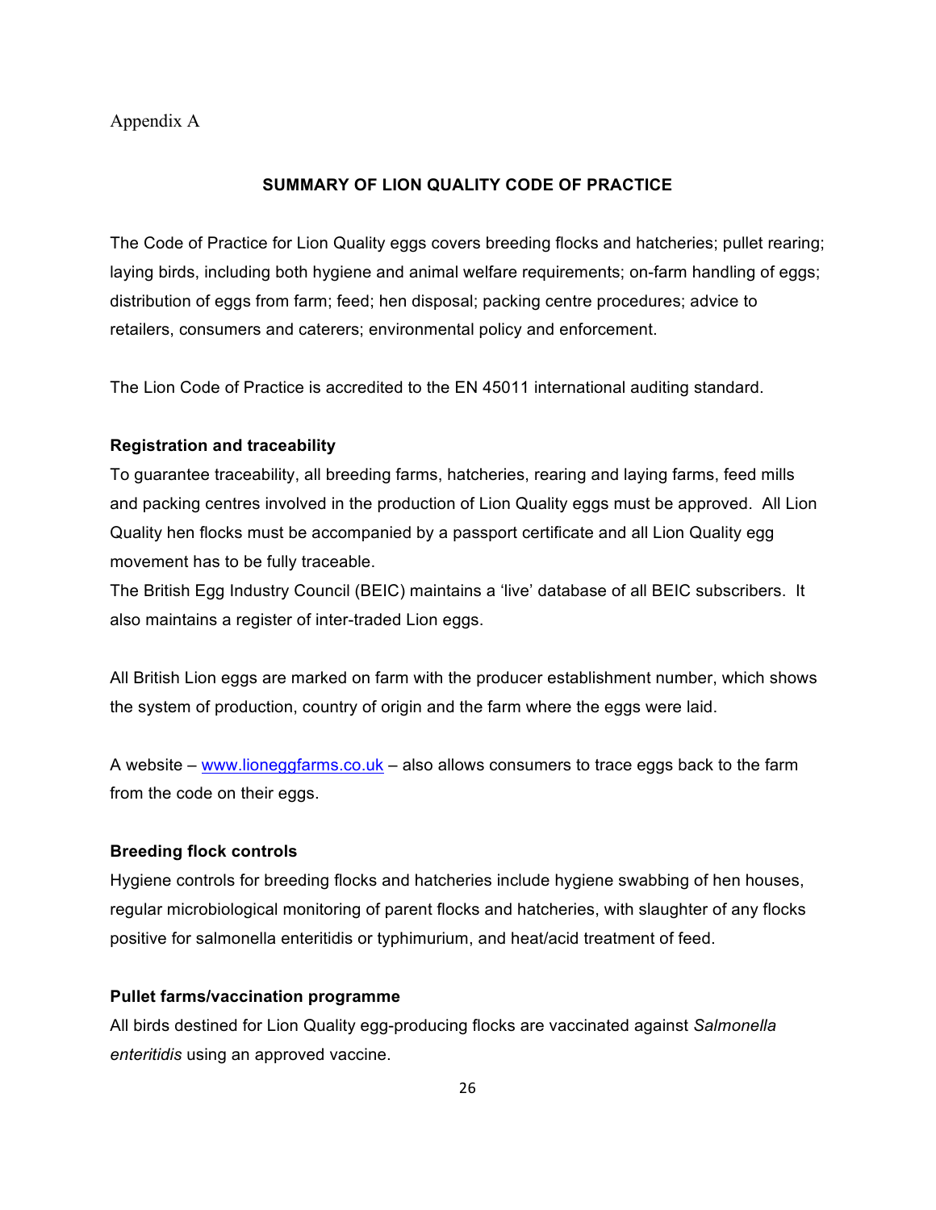Appendix A

## SUMMARY OF LION QUALITY CODE OF PRACTICE

The Code of Practice for Lion Quality eggs covers breeding flocks and hatcheries; pullet rearing; laying birds, including both hygiene and animal welfare requirements; on-farm handling of eggs; distribution of eggs from farm; feed; hen disposal; packing centre procedures; advice to retailers, consumers and caterers; environmental policy and enforcement.

The Lion Code of Practice is accredited to the EN 45011 international auditing standard.

**Registration and traceability**

To guarantee traceability, all breeding farms, hatcheries, rearing and laying farms, feed mills and packing centres involved in the production of Lion Quality eggs must be approved. All Lion Quality hen flocks must be accompanied by a passport certificate and all Lion Quality egg movement has to be fully traceable.

The British Egg Industry Council (BEIC) maintains a 'live' database of all BEIC subscribers. It also maintains a register of inter-traded Lion eggs.

All British Lion eggs are marked on farm with the producer establishment number, which shows the system of production, country of origin and the farm where the eggs were laid.

A website – [www.lioneggfarms.co.uk](www.lioneggfarms.co.uk) – also allows consumers to trace eggs back to the farm from the code on their eggs.

**Breeding flock controls**

Hygiene controls for breeding flocks and hatcheries include hygiene swabbing of hen houses, regular microbiological monitoring of parent flocks and hatcheries, with slaughter of any flocks positive for salmonella enteritidis or typhimurium, and heat/acid treatment of feed.

**Pullet farms/vaccination programme**

All birds destined for Lion Quality egg-producing flocks are vaccinated against *Salmonella enteritidis* using an approved vaccine.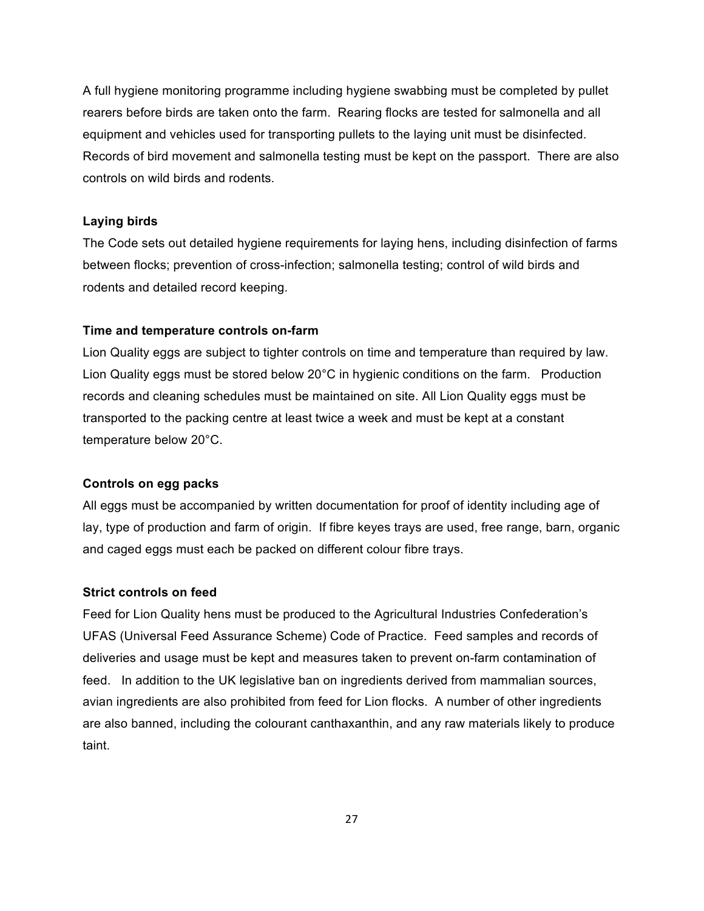A full hygiene monitoring programme including hygiene swabbing must be completed by pullet rearers before birds are taken onto the farm. Rearing flocks are tested for salmonella and all equipment and vehicles used for transporting pullets to the laying unit must be disinfected. Records of bird movement and salmonella testing must be kept on the passport. There are also controls on wild birds and rodents.

**Laying birds**

The Code sets out detailed hygiene requirements for laying hens, including disinfection of farms between flocks; prevention of cross-infection; salmonella testing; control of wild birds and rodents and detailed record keeping.

**Time and temperature controls on-farm**

Lion Quality eggs are subject to tighter controls on time and temperature than required by law. Lion Quality eggs must be stored below 20°C in hygienic conditions on the farm. Production records and cleaning schedules must be maintained on site. All Lion Quality eggs must be transported to the packing centre at least twice a week and must be kept at a constant temperature below 20°C.

**Controls on egg packs**

All eggs must be accompanied by written documentation for proof of identity including age of lay, type of production and farm of origin. If fibre keyes trays are used, free range, barn, organic and caged eggs must each be packed on different colour fibre trays.

**Strict controls on feed**

Feed for Lion Quality hens must be produced to the Agricultural Industries Confederation's UFAS (Universal Feed Assurance Scheme) Code of Practice. Feed samples and records of deliveries and usage must be kept and measures taken to prevent on-farm contamination of feed. In addition to the UK legislative ban on ingredients derived from mammalian sources, avian ingredients are also prohibited from feed for Lion flocks. A number of other ingredients are also banned, including the colourant canthaxanthin, and any raw materials likely to produce taint.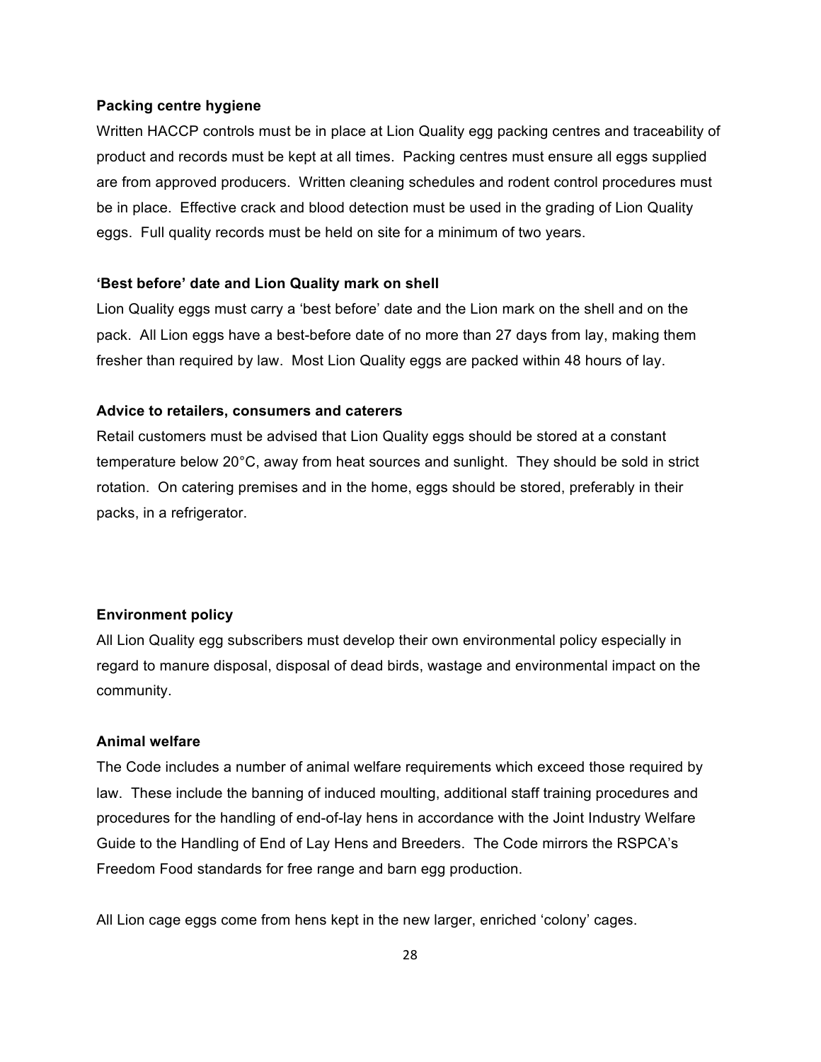**Packing centre hygiene**

Written HACCP controls must be in place at Lion Quality egg packing centres and traceability of product and records must be kept at all times. Packing centres must ensure all eggs supplied are from approved producers. Written cleaning schedules and rodent control procedures must be in place. Effective crack and blood detection must be used in the grading of Lion Quality eggs. Full quality records must be held on site for a minimum of two years.

**'Best before' date and Lion Quality mark on shell**

Lion Quality eggs must carry a 'best before' date and the Lion mark on the shell and on the pack. All Lion eggs have a best-before date of no more than 27 days from lay, making them fresher than required by law. Most Lion Quality eggs are packed within 48 hours of lay.

**Advice to retailers, consumers and caterers**

Retail customers must be advised that Lion Quality eggs should be stored at a constant temperature below 20°C, away from heat sources and sunlight. They should be sold in strict rotation. On catering premises and in the home, eggs should be stored, preferably in their packs, in a refrigerator.

**Environment policy**

All Lion Quality egg subscribers must develop their own environmental policy especially in regard to manure disposal, disposal of dead birds, wastage and environmental impact on the community.

**Animal welfare**

The Code includes a number of animal welfare requirements which exceed those required by law. These include the banning of induced moulting, additional staff training procedures and procedures for the handling of end-of-lay hens in accordance with the Joint Industry Welfare Guide to the Handling of End of Lay Hens and Breeders. The Code mirrors the RSPCA's Freedom Food standards for free range and barn egg production.

All Lion cage eggs come from hens kept in the new larger, enriched 'colony' cages.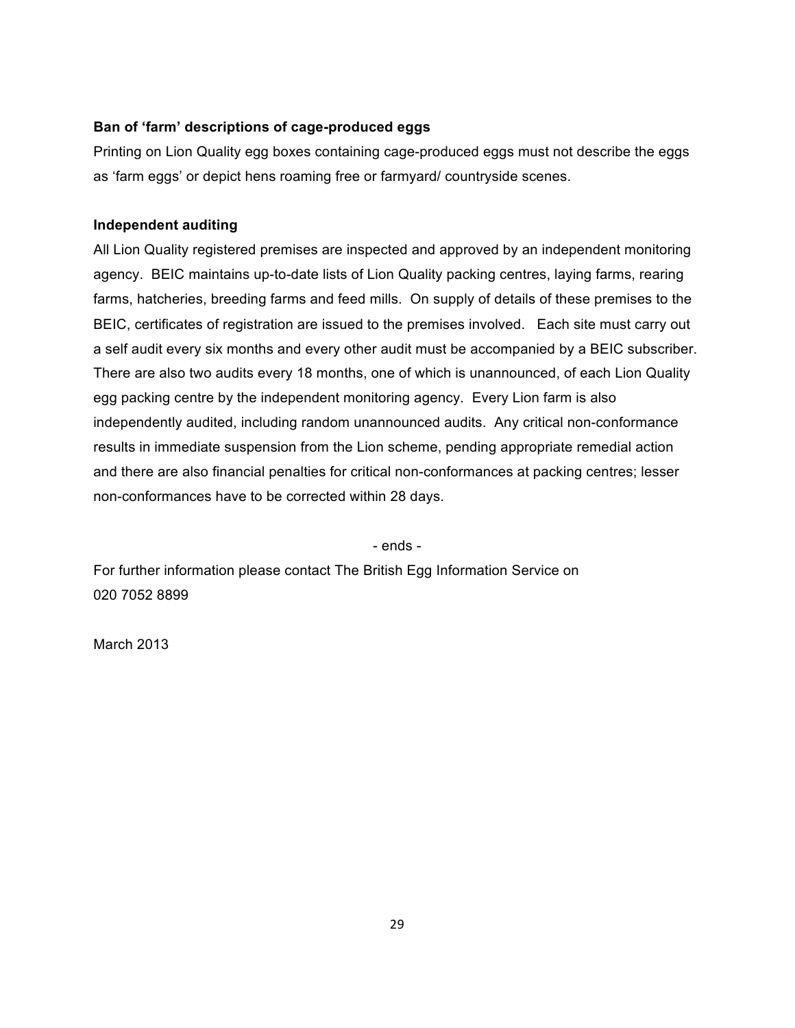**Ban of 'farm' descriptions of cage-produced eggs**

Printing on Lion Quality egg boxes containing cage-produced eggs must not describe the eggs as 'farm eggs' or depict hens roaming free or farmyard/ countryside scenes.

**Independent auditing**

All Lion Quality registered premises are inspected and approved by an independent monitoring agency. BEIC maintains up-to-date lists of Lion Quality packing centres, laying farms, rearing farms, hatcheries, breeding farms and feed mills. On supply of details of these premises to the BEIC, certificates of registration are issued to the premises involved. Each site must carry out a self audit every six months and every other audit must be accompanied by a BEIC subscriber. There are also two audits every 18 months, one of which is unannounced, of each Lion Quality egg packing centre by the independent monitoring agency. Every Lion farm is also independently audited, including random unannounced audits. Any critical non-conformance results in immediate suspension from the Lion scheme, pending appropriate remedial action and there are also financial penalties for critical non-conformances at packing centres; lesser non-conformances have to be corrected within 28 days.

- ends -

For further information please contact The British Egg Information Service on 020 7052 8899

March 2013